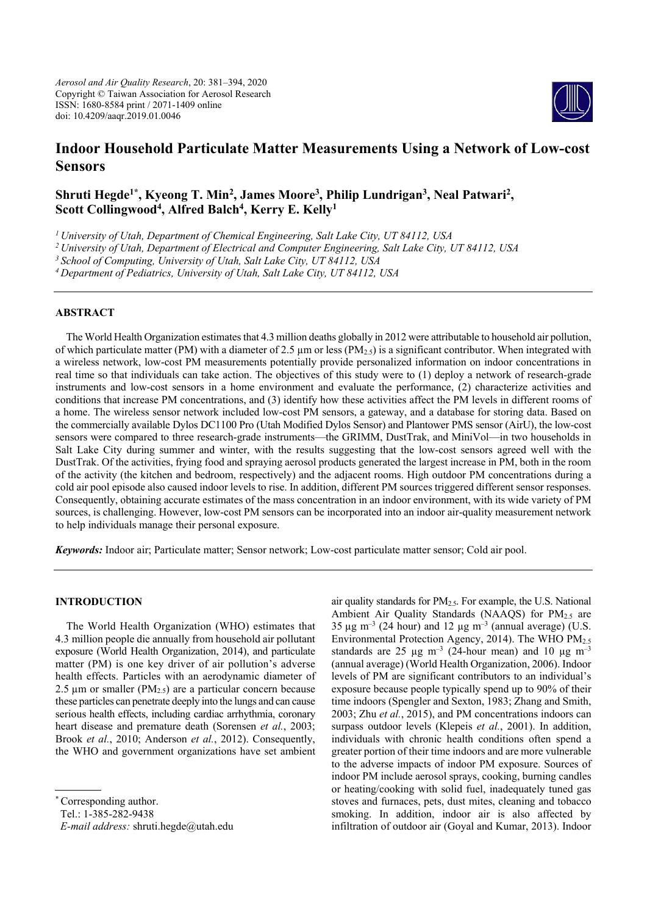# Indoor Household Particulate Matter Measurements Using a Network of Low-cost Sensors

**Shruti Hegde[1*], Kyeong T. Min[2], James Moore[3], Philip Lundrigan[3], Neal Patwari[2], Scott Collingwood[4], Alfred Balch[4], Kerry E. Kelly[1]**

*[1] University of Utah, Department of Chemical Engineering, Salt Lake City, UT 84112, USA*
*[2] University of Utah, Department of Electrical and Computer Engineering, Salt Lake City, UT 84112, USA*
*[3] School of Computing, University of Utah, Salt Lake City, UT 84112, USA*
*[4] Department of Pediatrics, University of Utah, Salt Lake City, UT 84112, USA*

## ABSTRACT

The World Health Organization estimates that 4.3 million deaths globally in 2012 were attributable to household air pollution, of which particulate matter (PM) with a diameter of 2.5 µm or less ($PM_{2.5}$) is a significant contributor. When integrated with a wireless network, low-cost PM measurements potentially provide personalized information on indoor concentrations in real time so that individuals can take action. The objectives of this study were to (1) deploy a network of research-grade instruments and low-cost sensors in a home environment and evaluate the performance, (2) characterize activities and conditions that increase PM concentrations, and (3) identify how these activities affect the PM levels in different rooms of a home. The wireless sensor network included low-cost PM sensors, a gateway, and a database for storing data. Based on the commercially available Dylos DC1100 Pro (Utah Modified Dylos Sensor) and Plantower PMS sensor (AirU), the low-cost sensors were compared to three research-grade instruments—the GRIMM, DustTrak, and MiniVol—in two households in Salt Lake City during summer and winter, with the results suggesting that the low-cost sensors agreed well with the DustTrak. Of the activities, frying food and spraying aerosol products generated the largest increase in PM, both in the room of the activity (the kitchen and bedroom, respectively) and the adjacent rooms. High outdoor PM concentrations during a cold air pool episode also caused indoor levels to rise. In addition, different PM sources triggered different sensor responses. Consequently, obtaining accurate estimates of the mass concentration in an indoor environment, with its wide variety of PM sources, is challenging. However, low-cost PM sensors can be incorporated into an indoor air-quality measurement network to help individuals manage their personal exposure.

***Keywords:*** Indoor air; Particulate matter; Sensor network; Low-cost particulate matter sensor; Cold air pool.

## INTRODUCTION

The World Health Organization (WHO) estimates that 4.3 million people die annually from household air pollutant exposure (World Health Organization, 2014), and particulate matter (PM) is one key driver of air pollution's adverse health effects. Particles with an aerodynamic diameter of 2.5 µm or smaller ($PM_{2.5}$) are a particular concern because these particles can penetrate deeply into the lungs and can cause serious health effects, including cardiac arrhythmia, coronary heart disease and premature death (Sorensen *et al.*, 2003; Brook *et al.*, 2010; Anderson *et al.*, 2012). Consequently, the WHO and government organizations have set ambient air quality standards for $PM_{2.5}$. For example, the U.S. National Ambient Air Quality Standards (NAAQS) for $PM_{2.5}$ are 35 µg $m^{-3}$ (24 hour) and 12 µg $m^{-3}$ (annual average) (U.S. Environmental Protection Agency, 2014). The WHO $PM_{2.5}$ standards are 25 µg $m^{-3}$ (24-hour mean) and 10 µg $m^{-3}$ (annual average) (World Health Organization, 2006). Indoor levels of PM are significant contributors to an individual's exposure because people typically spend up to 90% of their time indoors (Spengler and Sexton, 1983; Zhang and Smith, 2003; Zhu *et al.*, 2015), and PM concentrations indoors can surpass outdoor levels (Klepeis *et al.*, 2001). In addition, individuals with chronic health conditions often spend a greater portion of their time indoors and are more vulnerable to the adverse impacts of indoor PM exposure. Sources of indoor PM include aerosol sprays, cooking, burning candles or heating/cooking with solid fuel, inadequately tuned gas stoves and furnaces, pets, dust mites, cleaning and tobacco smoking. In addition, indoor air is also affected by infiltration of outdoor air (Goyal and Kumar, 2013). Indoor

* Corresponding author.
Tel.: 1-385-282-9438
*E-mail address:* shruti.hegde@utah.edu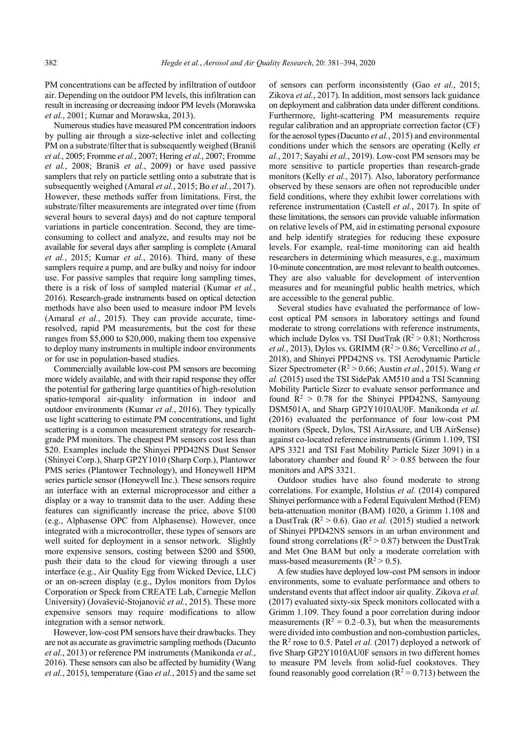PM concentrations can be affected by infiltration of outdoor air. Depending on the outdoor PM levels, this infiltration can result in increasing or decreasing indoor PM levels (Morawska *et al.*, 2001; Kumar and Morawska, 2013).

Numerous studies have measured PM concentration indoors by pulling air through a size-selective inlet and collecting PM on a substrate/filter that is subsequently weighed (Braniš *et al.*, 2005; Fromme *et al.*, 2007; Hering *et al.*, 2007; Fromme *et al.*, 2008; Braniš *et al.*, 2009) or have used passive samplers that rely on particle settling onto a substrate that is subsequently weighed (Amaral *et al.*, 2015; Bo *et al.*, 2017). However, these methods suffer from limitations. First, the substrate/filter measurements are integrated over time (from several hours to several days) and do not capture temporal variations in particle concentration. Second, they are time-consuming to collect and analyze, and results may not be available for several days after sampling is complete (Amaral *et al.*, 2015; Kumar *et al.*, 2016). Third, many of these samplers require a pump, and are bulky and noisy for indoor use. For passive samples that require long sampling times, there is a risk of loss of sampled material (Kumar *et al.*, 2016). Research-grade instruments based on optical detection methods have also been used to measure indoor PM levels (Amaral *et al.*, 2015). They can provide accurate, time-resolved, rapid PM measurements, but the cost for these ranges from \$5,000 to \$20,000, making them too expensive to deploy many instruments in multiple indoor environments or for use in population-based studies.

Commercially available low-cost PM sensors are becoming more widely available, and with their rapid response they offer the potential for gathering large quantities of high-resolution spatio-temporal air-quality information in indoor and outdoor environments (Kumar *et al.*, 2016). They typically use light scattering to estimate PM concentrations, and light scattering is a common measurement strategy for research-grade PM monitors. The cheapest PM sensors cost less than \$20. Examples include the Shinyei PPD42NS Dust Sensor (Shinyei Corp.), Sharp GP2Y1010 (Sharp Corp.), Plantower PMS series (Plantower Technology), and Honeywell HPM series particle sensor (Honeywell Inc.). These sensors require an interface with an external microprocessor and either a display or a way to transmit data to the user. Adding these features can significantly increase the price, above \$100 (e.g., Alphasense OPC from Alphasense). However, once integrated with a microcontroller, these types of sensors are well suited for deployment in a sensor network. Slightly more expensive sensors, costing between \$200 and \$500, push their data to the cloud for viewing through a user interface (e.g., Air Quality Egg from Wicked Device, LLC) or an on-screen display (e.g., Dylos monitors from Dylos Corporation or Speck from CREATE Lab, Carnegie Mellon University) (Jovašević-Stojanović *et al.*, 2015). These more expensive sensors may require modifications to allow integration with a sensor network.

However, low-cost PM sensors have their drawbacks. They are not as accurate as gravimetric sampling methods (Dacunto *et al.*, 2013) or reference PM instruments (Manikonda *et al.*, 2016). These sensors can also be affected by humidity (Wang *et al.*, 2015), temperature (Gao *et al.*, 2015) and the same set of sensors can perform inconsistently (Gao *et al.*, 2015; Zikova *et al.*, 2017). In addition, most sensors lack guidance on deployment and calibration data under different conditions. Furthermore, light-scattering PM measurements require regular calibration and an appropriate correction factor (CF) for the aerosol types (Dacunto *et al.*, 2015) and environmental conditions under which the sensors are operating (Kelly *et al.*, 2017; Sayahi *et al.*, 2019). Low-cost PM sensors may be more sensitive to particle properties than research-grade monitors (Kelly *et al.*, 2017). Also, laboratory performance observed by these sensors are often not reproducible under field conditions, where they exhibit lower correlations with reference instrumentation (Castell *et al.*, 2017). In spite of these limitations, the sensors can provide valuable information on relative levels of PM, aid in estimating personal exposure and help identify strategies for reducing these exposure levels. For example, real-time monitoring can aid health researchers in determining which measures, e.g., maximum 10-minute concentration, are most relevant to health outcomes. They are also valuable for development of intervention measures and for meaningful public health metrics, which are accessible to the general public.

Several studies have evaluated the performance of low-cost optical PM sensors in laboratory settings and found moderate to strong correlations with reference instruments, which include Dylos vs. TSI DustTrak ($R^2 > 0.81$; Northcross *et al.*, 2013), Dylos vs. GRIMM ($R^2 > 0.86$; Vercellino *et al.*, 2018), and Shinyei PPD42NS vs. TSI Aerodynamic Particle Sizer Spectrometer ($R^2 > 0.66$; Austin *et al.*, 2015). Wang *et al.* (2015) used the TSI SidePak AM510 and a TSI Scanning Mobility Particle Sizer to evaluate sensor performance and found $R^2 > 0.78$ for the Shinyei PPD42NS, Samyoung DSM501A, and Sharp GP2Y1010AU0F. Manikonda *et al.* (2016) evaluated the performance of four low-cost PM monitors (Speck, Dylos, TSI AirAssure, and UB AirSense) against co-located reference instruments (Grimm 1.109, TSI APS 3321 and TSI Fast Mobility Particle Sizer 3091) in a laboratory chamber and found $R^2 > 0.85$ between the four monitors and APS 3321.

Outdoor studies have also found moderate to strong correlations. For example, Holstius *et al.* (2014) compared Shinyei performance with a Federal Equivalent Method (FEM) beta-attenuation monitor (BAM) 1020, a Grimm 1.108 and a DustTrak ($R^2 > 0.6$). Gao *et al.* (2015) studied a network of Shinyei PPD42NS sensors in an urban environment and found strong correlations ($R^2 > 0.87$) between the DustTrak and Met One BAM but only a moderate correlation with mass-based measurements ($R^2 > 0.5$).

A few studies have deployed low-cost PM sensors in indoor environments, some to evaluate performance and others to understand events that affect indoor air quality. Zikova *et al.* (2017) evaluated sixty-six Speck monitors collocated with a Grimm 1.109. They found a poor correlation during indoor measurements ($R^2 = 0.2–0.3$), but when the measurements were divided into combustion and non-combustion particles, the $R^2$ rose to 0.5. Patel *et al.* (2017) deployed a network of five Sharp GP2Y1010AU0F sensors in two different homes to measure PM levels from solid-fuel cookstoves. They found reasonably good correlation ($R^2 = 0.713$) between the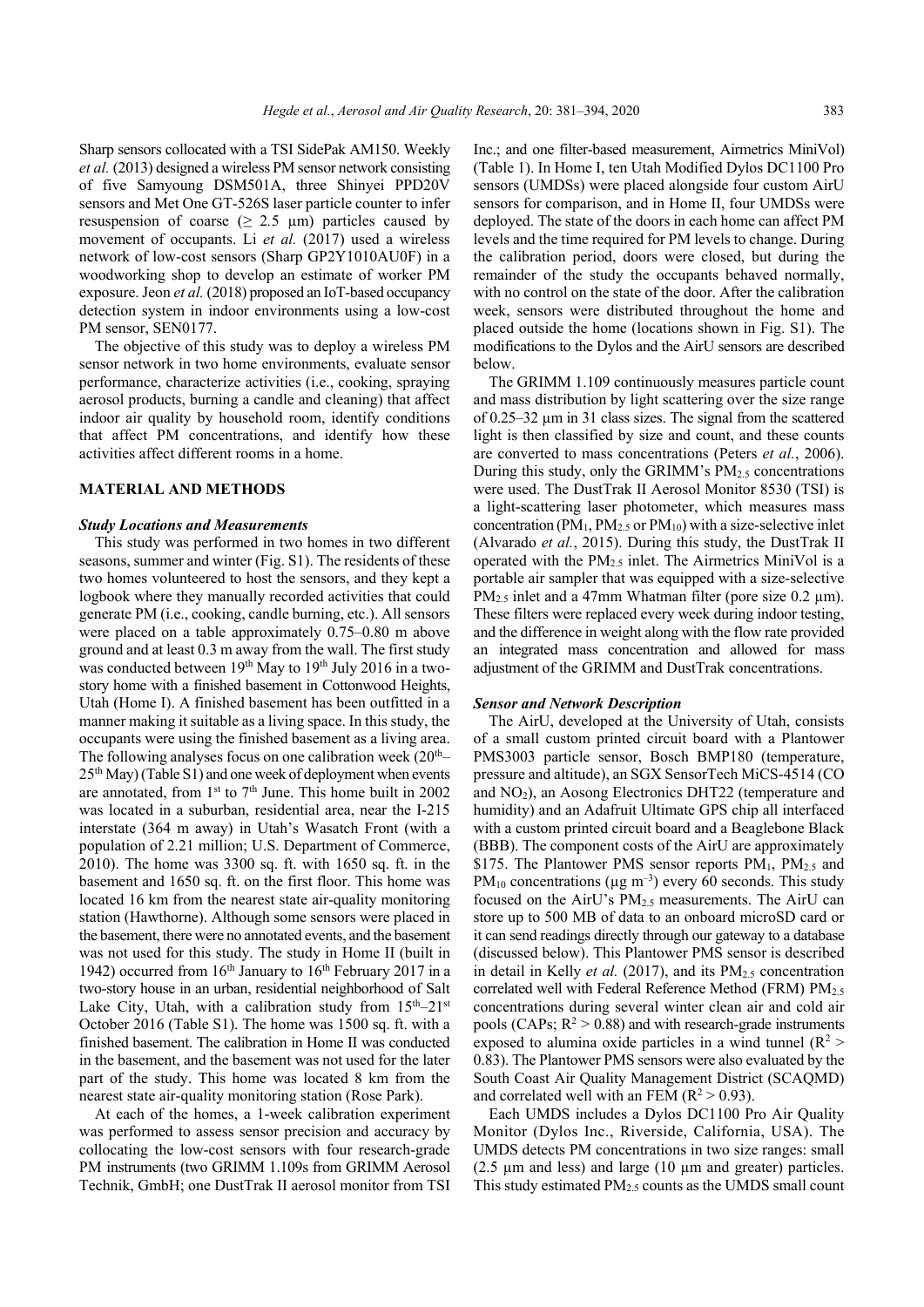Sharp sensors collocated with a TSI SidePak AM150. Weekly *et al.* (2013) designed a wireless PM sensor network consisting of five Samyoung DSM501A, three Shinyei PPD20V sensors and Met One GT-526S laser particle counter to infer resuspension of coarse ($\geq$ 2.5 µm) particles caused by movement of occupants. Li *et al.* (2017) used a wireless network of low-cost sensors (Sharp GP2Y1010AU0F) in a woodworking shop to develop an estimate of worker PM exposure. Jeon *et al.* (2018) proposed an IoT-based occupancy detection system in indoor environments using a low-cost PM sensor, SEN0177.

The objective of this study was to deploy a wireless PM sensor network in two home environments, evaluate sensor performance, characterize activities (i.e., cooking, spraying aerosol products, burning a candle and cleaning) that affect indoor air quality by household room, identify conditions that affect PM concentrations, and identify how these activities affect different rooms in a home.

## MATERIAL AND METHODS

### *Study Locations and Measurements*

This study was performed in two homes in two different seasons, summer and winter (Fig. S1). The residents of these two homes volunteered to host the sensors, and they kept a logbook where they manually recorded activities that could generate PM (i.e., cooking, candle burning, etc.). All sensors were placed on a table approximately 0.75–0.80 m above ground and at least 0.3 m away from the wall. The first study was conducted between 19th May to 19th July 2016 in a two-story home with a finished basement in Cottonwood Heights, Utah (Home I). A finished basement has been outfitted in a manner making it suitable as a living space. In this study, the occupants were using the finished basement as a living area. The following analyses focus on one calibration week (20th–25th May) (Table S1) and one week of deployment when events are annotated, from 1st to 7th June. This home built in 2002 was located in a suburban, residential area, near the I-215 interstate (364 m away) in Utah's Wasatch Front (with a population of 2.21 million; U.S. Department of Commerce, 2010). The home was 3300 sq. ft. with 1650 sq. ft. in the basement and 1650 sq. ft. on the first floor. This home was located 16 km from the nearest state air-quality monitoring station (Hawthorne). Although some sensors were placed in the basement, there were no annotated events, and the basement was not used for this study. The study in Home II (built in 1942) occurred from 16th January to 16th February 2017 in a two-story house in an urban, residential neighborhood of Salt Lake City, Utah, with a calibration study from 15th–21st October 2016 (Table S1). The home was 1500 sq. ft. with a finished basement. The calibration in Home II was conducted in the basement, and the basement was not used for the later part of the study. This home was located 8 km from the nearest state air-quality monitoring station (Rose Park).

At each of the homes, a 1-week calibration experiment was performed to assess sensor precision and accuracy by collocating the low-cost sensors with four research-grade PM instruments (two GRIMM 1.109s from GRIMM Aerosol Technik, GmbH; one DustTrak II aerosol monitor from TSI Inc.; and one filter-based measurement, Airmetrics MiniVol) (Table 1). In Home I, ten Utah Modified Dylos DC1100 Pro sensors (UMDSs) were placed alongside four custom AirU sensors for comparison, and in Home II, four UMDSs were deployed. The state of the doors in each home can affect PM levels and the time required for PM levels to change. During the calibration period, doors were closed, but during the remainder of the study the occupants behaved normally, with no control on the state of the door. After the calibration week, sensors were distributed throughout the home and placed outside the home (locations shown in Fig. S1). The modifications to the Dylos and the AirU sensors are described below.

The GRIMM 1.109 continuously measures particle count and mass distribution by light scattering over the size range of 0.25–32 µm in 31 class sizes. The signal from the scattered light is then classified by size and count, and these counts are converted to mass concentrations (Peters *et al.*, 2006). During this study, only the GRIMM's $PM_{2.5}$ concentrations were used. The DustTrak II Aerosol Monitor 8530 (TSI) is a light-scattering laser photometer, which measures mass concentration ($PM_1$, $PM_{2.5}$ or $PM_{10}$) with a size-selective inlet (Alvarado *et al.*, 2015). During this study, the DustTrak II operated with the $PM_{2.5}$ inlet. The Airmetrics MiniVol is a portable air sampler that was equipped with a size-selective $PM_{2.5}$ inlet and a 47mm Whatman filter (pore size 0.2 µm). These filters were replaced every week during indoor testing, and the difference in weight along with the flow rate provided an integrated mass concentration and allowed for mass adjustment of the GRIMM and DustTrak concentrations.

### *Sensor and Network Description*

The AirU, developed at the University of Utah, consists of a small custom printed circuit board with a Plantower PMS3003 particle sensor, Bosch BMP180 (temperature, pressure and altitude), an SGX SensorTech MiCS-4514 (CO and $NO_2$), an Aosong Electronics DHT22 (temperature and humidity) and an Adafruit Ultimate GPS chip all interfaced with a custom printed circuit board and a Beaglebone Black (BBB). The component costs of the AirU are approximately \$175. The Plantower PMS sensor reports $PM_1$, $PM_{2.5}$ and $PM_{10}$ concentrations (µg m$^{-3}$) every 60 seconds. This study focused on the AirU's $PM_{2.5}$ measurements. The AirU can store up to 500 MB of data to an onboard microSD card or it can send readings directly through our gateway to a database (discussed below). This Plantower PMS sensor is described in detail in Kelly *et al.* (2017), and its $PM_{2.5}$ concentration correlated well with Federal Reference Method (FRM) $PM_{2.5}$ concentrations during several winter clean air and cold air pools (CAPs; $R^2 > 0.88$) and with research-grade instruments exposed to alumina oxide particles in a wind tunnel ($R^2 > 0.83$). The Plantower PMS sensors were also evaluated by the South Coast Air Quality Management District (SCAQMD) and correlated well with an FEM ($R^2 > 0.93$).

Each UMDS includes a Dylos DC1100 Pro Air Quality Monitor (Dylos Inc., Riverside, California, USA). The UMDS detects PM concentrations in two size ranges: small (2.5 µm and less) and large (10 µm and greater) particles. This study estimated $PM_{2.5}$ counts as the UMDS small count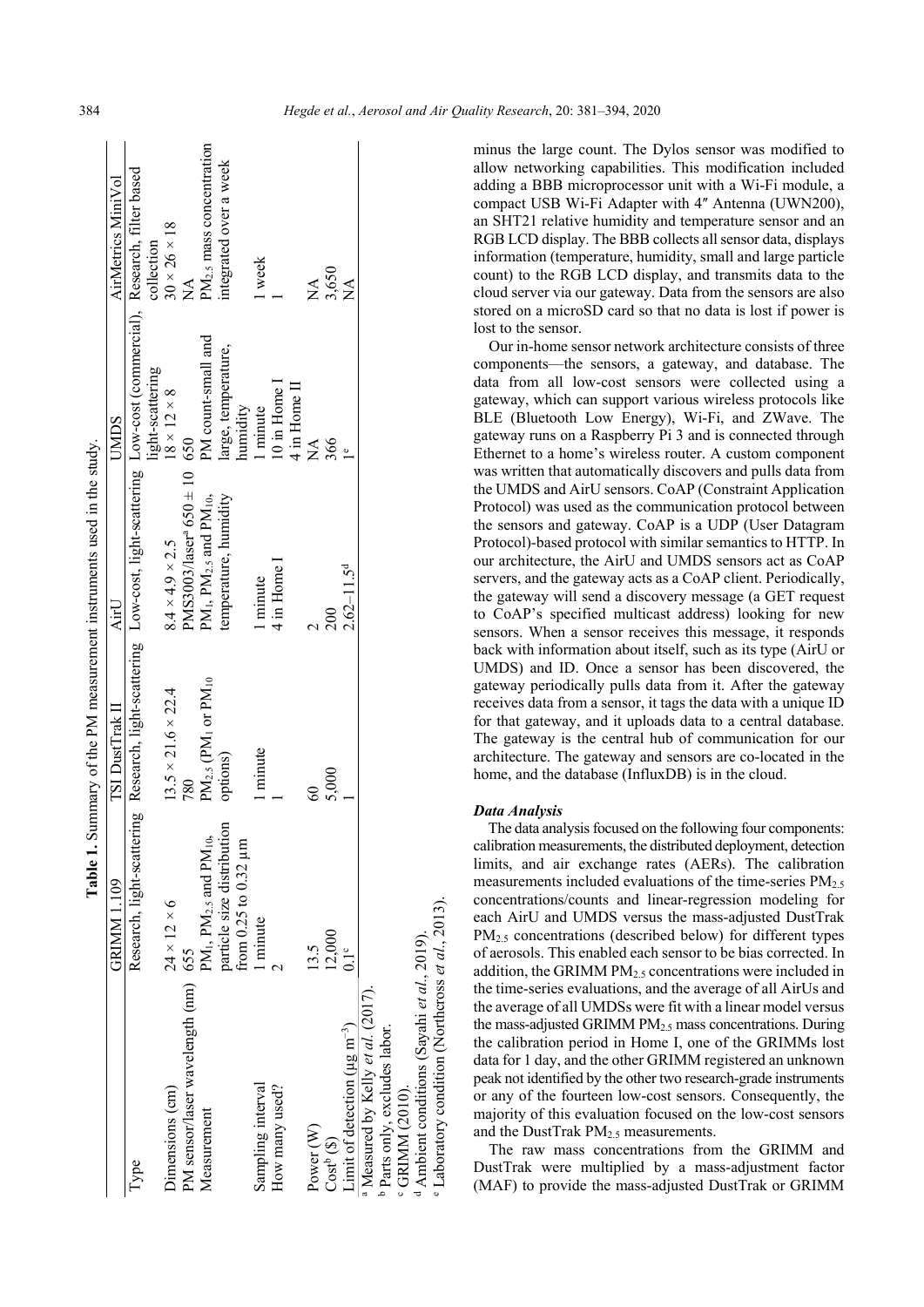**Table 1.** Summary of the PM measurement instruments used in the study.

| | GRIMM 1.109 | TSI DustTrak II | AirU | UMDS | AirMetrics MiniVol |
|---|---|---|---|---|---|
| Type | Research, light-scattering | Research, light-scattering | Low-cost, light-scattering | Low-cost (commercial), light-scattering | Research, filter based collection |
| Dimensions (cm) | 24 × 12 × 6 | 13.5 × 21.6 × 22.4 | 8.4 × 4.9 × 2.5 | 18 × 12 × 8 | 30 × 26 × 18 |
| PM sensor/laser wavelength (nm) | 655 | 780 | PMS3003/laser[a] 650 ± 10 | 650 | NA |
| Measurement | $PM_1$, $PM_{2.5}$ and $PM_{10}$, particle size distribution from 0.25 to 0.32 µm | $PM_{2.5}$ ($PM_1$ or $PM_{10}$ options) | $PM_1$, $PM_{2.5}$ and $PM_{10}$, temperature, humidity | PM count-small and large, temperature, humidity | $PM_{2.5}$ mass concentration integrated over a week |
| Sampling interval | 1 minute | 1 minute | 1 minute | 1 minute | 1 week |
| How many used? | 2 | 1 | 4 in Home I | 10 in Home I 4 in Home II | 1 |
| Power (W) | 13.5 | 60 | 2 | NA | NA |
| Cost[b] ($) | 12,000 | 5,000 | 200 | 366 | 3,650 |
| Limit of detection (µg $m^{-3}$) | 0.1[c] | 1 | 2.62–11.5[d] | 1[e] | NA |

[a] Measured by Kelly *et al.* (2017).
[b] Parts only, excludes labor.
[c] GRIMM (2010).
[d] Ambient conditions (Sayahi *et al.*, 2019).
[e] Laboratory condition (Northcross *et al.*, 2013).

minus the large count. The Dylos sensor was modified to allow networking capabilities. This modification included adding a BBB microprocessor unit with a Wi-Fi module, a compact USB Wi-Fi Adapter with 4″ Antenna (UWN200), an SHT21 relative humidity and temperature sensor and an RGB LCD display. The BBB collects all sensor data, displays information (temperature, humidity, small and large particle count) to the RGB LCD display, and transmits data to the cloud server via our gateway. Data from the sensors are also stored on a microSD card so that no data is lost if power is lost to the sensor.

Our in-home sensor network architecture consists of three components—the sensors, a gateway, and database. The data from all low-cost sensors were collected using a gateway, which can support various wireless protocols like BLE (Bluetooth Low Energy), Wi-Fi, and ZWave. The gateway runs on a Raspberry Pi 3 and is connected through Ethernet to a home's wireless router. A custom component was written that automatically discovers and pulls data from the UMDS and AirU sensors. CoAP (Constraint Application Protocol) was used as the communication protocol between the sensors and gateway. CoAP is a UDP (User Datagram Protocol)-based protocol with similar semantics to HTTP. In our architecture, the AirU and UMDS sensors act as CoAP servers, and the gateway acts as a CoAP client. Periodically, the gateway will send a discovery message (a GET request to CoAP's specified multicast address) looking for new sensors. When a sensor receives this message, it responds back with information about itself, such as its type (AirU or UMDS) and ID. Once a sensor has been discovered, the gateway periodically pulls data from it. After the gateway receives data from a sensor, it tags the data with a unique ID for that gateway, and it uploads data to a central database. The gateway is the central hub of communication for our architecture. The gateway and sensors are co-located in the home, and the database (InfluxDB) is in the cloud.

### *Data Analysis*

The data analysis focused on the following four components: calibration measurements, the distributed deployment, detection limits, and air exchange rates (AERs). The calibration measurements included evaluations of the time-series $PM_{2.5}$ concentrations/counts and linear-regression modeling for each AirU and UMDS versus the mass-adjusted DustTrak $PM_{2.5}$ concentrations (described below) for different types of aerosols. This enabled each sensor to be bias corrected. In addition, the GRIMM $PM_{2.5}$ concentrations were included in the time-series evaluations, and the average of all AirUs and the average of all UMDSs were fit with a linear model versus the mass-adjusted GRIMM $PM_{2.5}$ mass concentrations. During the calibration period in Home I, one of the GRIMMs lost data for 1 day, and the other GRIMM registered an unknown peak not identified by the other two research-grade instruments or any of the fourteen low-cost sensors. Consequently, the majority of this evaluation focused on the low-cost sensors and the DustTrak $PM_{2.5}$ measurements.

The raw mass concentrations from the GRIMM and DustTrak were multiplied by a mass-adjustment factor (MAF) to provide the mass-adjusted DustTrak or GRIMM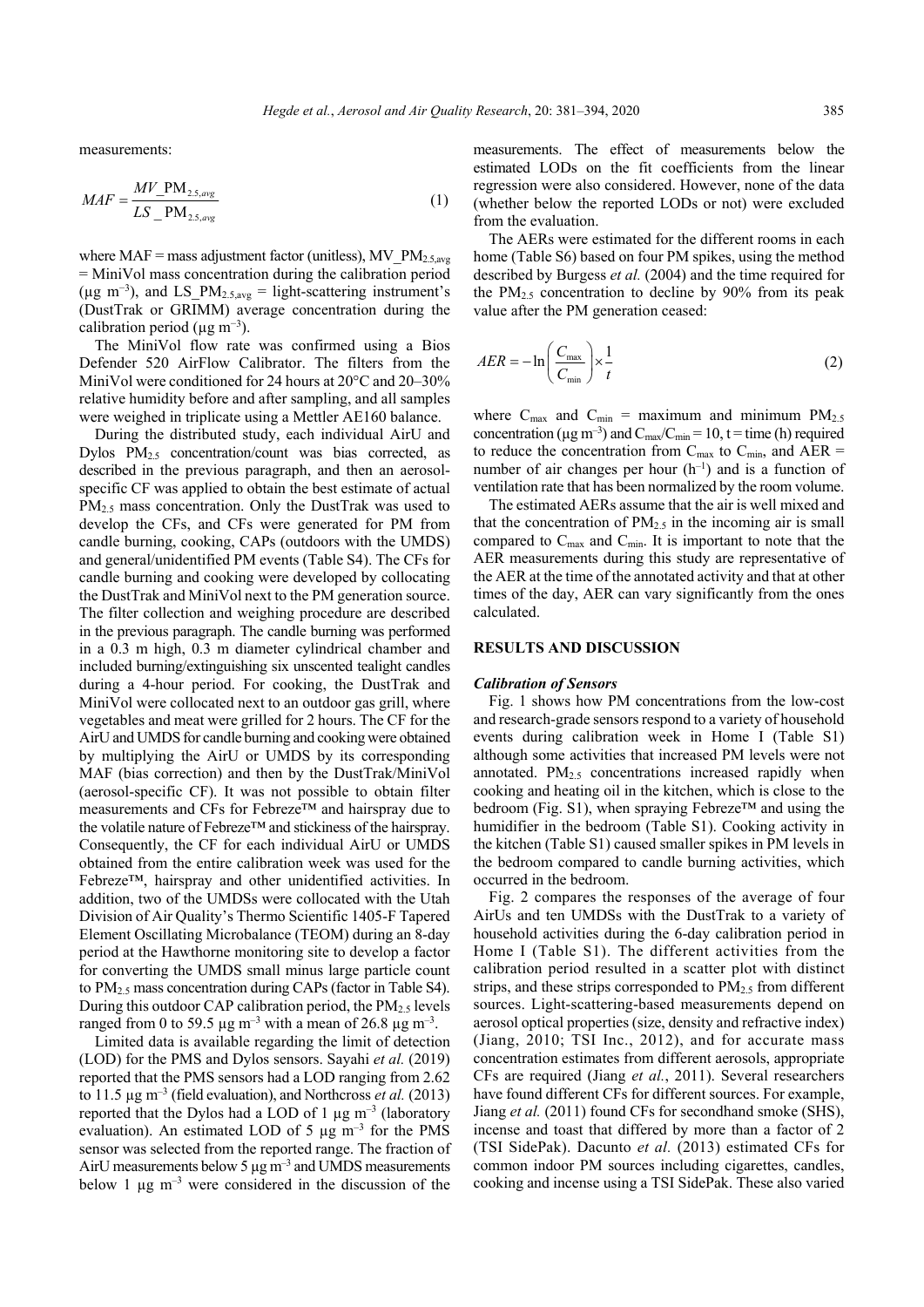measurements:

$$MAF = \frac{MV\_PM_{2.5,avg}}{LS\_PM_{2.5,avg}} \tag{1}$$

where MAF = mass adjustment factor (unitless), $MV\_PM_{2.5,avg}$ = MiniVol mass concentration during the calibration period (µg m$^{-3}$), and $LS\_PM_{2.5,avg}$ = light-scattering instrument's (DustTrak or GRIMM) average concentration during the calibration period (µg m$^{-3}$).

The MiniVol flow rate was confirmed using a Bios Defender 520 AirFlow Calibrator. The filters from the MiniVol were conditioned for 24 hours at 20°C and 20–30% relative humidity before and after sampling, and all samples were weighed in triplicate using a Mettler AE160 balance.

During the distributed study, each individual AirU and Dylos $PM_{2.5}$ concentration/count was bias corrected, as described in the previous paragraph, and then an aerosol-specific CF was applied to obtain the best estimate of actual $PM_{2.5}$ mass concentration. Only the DustTrak was used to develop the CFs, and CFs were generated for PM from candle burning, cooking, CAPs (outdoors with the UMDS) and general/unidentified PM events (Table S4). The CFs for candle burning and cooking were developed by collocating the DustTrak and MiniVol next to the PM generation source. The filter collection and weighing procedure are described in the previous paragraph. The candle burning was performed in a 0.3 m high, 0.3 m diameter cylindrical chamber and included burning/extinguishing six unscented tealight candles during a 4-hour period. For cooking, the DustTrak and MiniVol were collocated next to an outdoor gas grill, where vegetables and meat were grilled for 2 hours. The CF for the AirU and UMDS for candle burning and cooking were obtained by multiplying the AirU or UMDS by its corresponding MAF (bias correction) and then by the DustTrak/MiniVol (aerosol-specific CF). It was not possible to obtain filter measurements and CFs for Febreze™ and hairspray due to the volatile nature of Febreze™ and stickiness of the hairspray. Consequently, the CF for each individual AirU or UMDS obtained from the entire calibration week was used for the Febreze™, hairspray and other unidentified activities. In addition, two of the UMDSs were collocated with the Utah Division of Air Quality's Thermo Scientific 1405-F Tapered Element Oscillating Microbalance (TEOM) during an 8-day period at the Hawthorne monitoring site to develop a factor for converting the UMDS small minus large particle count to $PM_{2.5}$ mass concentration during CAPs (factor in Table S4). During this outdoor CAP calibration period, the $PM_{2.5}$ levels ranged from 0 to 59.5 µg m$^{-3}$ with a mean of 26.8 µg m$^{-3}$.

Limited data is available regarding the limit of detection (LOD) for the PMS and Dylos sensors. Sayahi *et al.* (2019) reported that the PMS sensors had a LOD ranging from 2.62 to 11.5 µg m$^{-3}$ (field evaluation), and Northcross *et al.* (2013) reported that the Dylos had a LOD of 1 µg m$^{-3}$ (laboratory evaluation). An estimated LOD of 5 µg m$^{-3}$ for the PMS sensor was selected from the reported range. The fraction of AirU measurements below 5 µg m$^{-3}$ and UMDS measurements below 1 µg m$^{-3}$ were considered in the discussion of the measurements. The effect of measurements below the estimated LODs on the fit coefficients from the linear regression were also considered. However, none of the data (whether below the reported LODs or not) were excluded from the evaluation.

The AERs were estimated for the different rooms in each home (Table S6) based on four PM spikes, using the method described by Burgess *et al.* (2004) and the time required for the $PM_{2.5}$ concentration to decline by 90% from its peak value after the PM generation ceased:

$$AER = -\ln\left(\frac{C_{\max}}{C_{\min}}\right) \times \frac{1}{t} \tag{2}$$

where $C_{max}$ and $C_{min}$ = maximum and minimum $PM_{2.5}$ concentration (µg m$^{-3}$) and $C_{max}/C_{min} = 10$, t = time (h) required to reduce the concentration from $C_{max}$ to $C_{min}$, and AER = number of air changes per hour (h$^{-1}$) and is a function of ventilation rate that has been normalized by the room volume.

The estimated AERs assume that the air is well mixed and that the concentration of $PM_{2.5}$ in the incoming air is small compared to $C_{max}$ and $C_{min}$. It is important to note that the AER measurements during this study are representative of the AER at the time of the annotated activity and that at other times of the day, AER can vary significantly from the ones calculated.

## RESULTS AND DISCUSSION

### *Calibration of Sensors*

Fig. 1 shows how PM concentrations from the low-cost and research-grade sensors respond to a variety of household events during calibration week in Home I (Table S1) although some activities that increased PM levels were not annotated. $PM_{2.5}$ concentrations increased rapidly when cooking and heating oil in the kitchen, which is close to the bedroom (Fig. S1), when spraying Febreze™ and using the humidifier in the bedroom (Table S1). Cooking activity in the kitchen (Table S1) caused smaller spikes in PM levels in the bedroom compared to candle burning activities, which occurred in the bedroom.

Fig. 2 compares the responses of the average of four AirUs and ten UMDSs with the DustTrak to a variety of household activities during the 6-day calibration period in Home I (Table S1). The different activities from the calibration period resulted in a scatter plot with distinct strips, and these strips corresponded to $PM_{2.5}$ from different sources. Light-scattering-based measurements depend on aerosol optical properties (size, density and refractive index) (Jiang, 2010; TSI Inc., 2012), and for accurate mass concentration estimates from different aerosols, appropriate CFs are required (Jiang *et al.*, 2011). Several researchers have found different CFs for different sources. For example, Jiang *et al.* (2011) found CFs for secondhand smoke (SHS), incense and toast that differed by more than a factor of 2 (TSI SidePak). Dacunto *et al.* (2013) estimated CFs for common indoor PM sources including cigarettes, candles, cooking and incense using a TSI SidePak. These also varied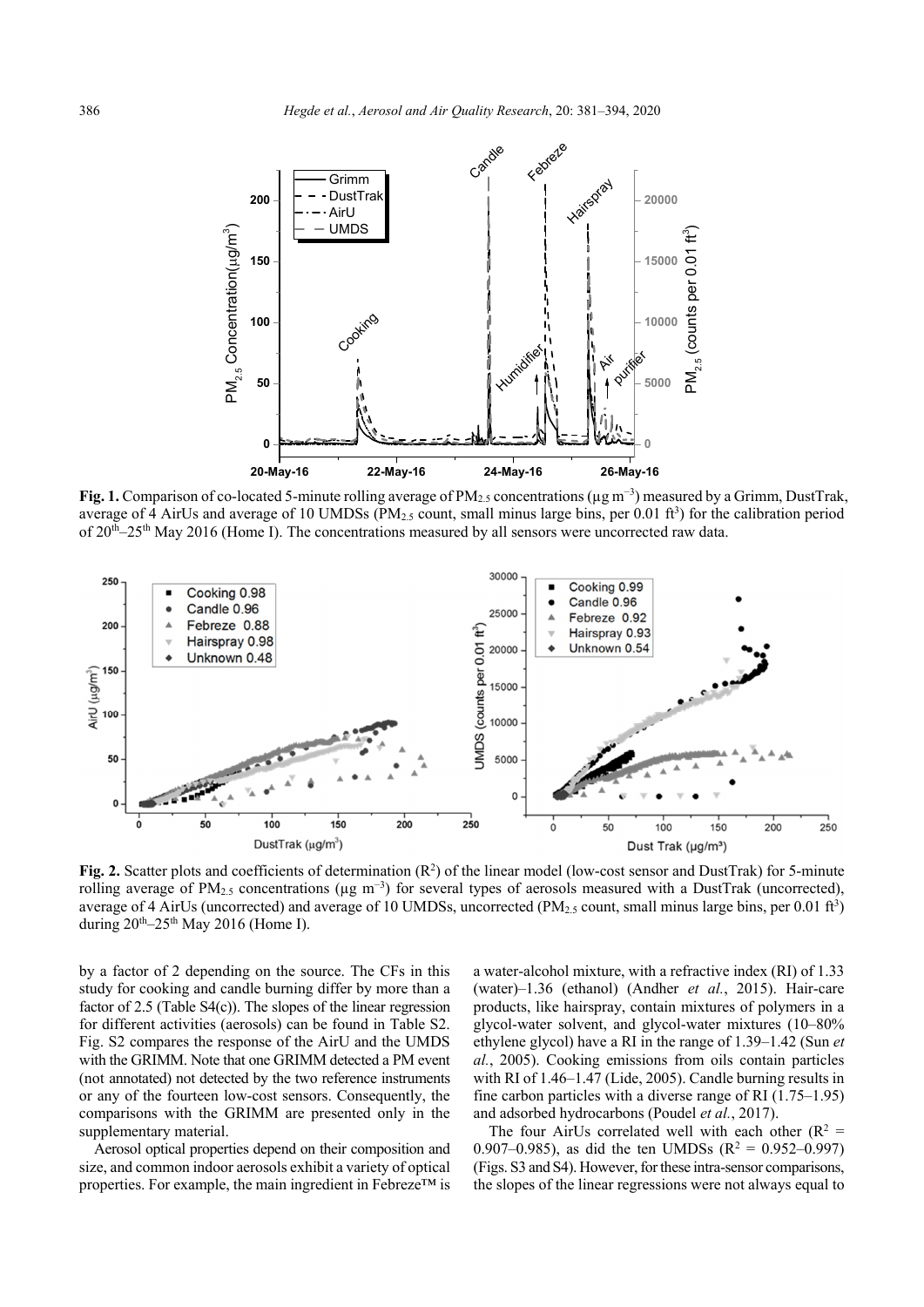**Fig. 1.** Comparison of co-located 5-minute rolling average of $PM_{2.5}$ concentrations (µg $m^{-3}$) measured by a Grimm, DustTrak, average of 4 AirUs and average of 10 UMDSs ($PM_{2.5}$ count, small minus large bins, per 0.01 $ft^3$) for the calibration period of $20^{th}$–$25^{th}$ May 2016 (Home I). The concentrations measured by all sensors were uncorrected raw data.

**Fig. 2.** Scatter plots and coefficients of determination ($R^2$) of the linear model (low-cost sensor and DustTrak) for 5-minute rolling average of $PM_{2.5}$ concentrations (µg $m^{-3}$) for several types of aerosols measured with a DustTrak (uncorrected), average of 4 AirUs (uncorrected) and average of 10 UMDSs, uncorrected ($PM_{2.5}$ count, small minus large bins, per 0.01 $ft^3$) during $20^{th}$–$25^{th}$ May 2016 (Home I).

by a factor of 2 depending on the source. The CFs in this study for cooking and candle burning differ by more than a factor of 2.5 (Table S4(c)). The slopes of the linear regression for different activities (aerosols) can be found in Table S2. Fig. S2 compares the response of the AirU and the UMDS with the GRIMM. Note that one GRIMM detected a PM event (not annotated) not detected by the two reference instruments or any of the fourteen low-cost sensors. Consequently, the comparisons with the GRIMM are presented only in the supplementary material.

Aerosol optical properties depend on their composition and size, and common indoor aerosols exhibit a variety of optical properties. For example, the main ingredient in Febreze™ is a water-alcohol mixture, with a refractive index (RI) of 1.33 (water)–1.36 (ethanol) (Andher *et al.*, 2015). Hair-care products, like hairspray, contain mixtures of polymers in a glycol-water solvent, and glycol-water mixtures (10–80% ethylene glycol) have a RI in the range of 1.39–1.42 (Sun *et al.*, 2005). Cooking emissions from oils contain particles with RI of 1.46–1.47 (Lide, 2005). Candle burning results in fine carbon particles with a diverse range of RI (1.75–1.95) and adsorbed hydrocarbons (Poudel *et al.*, 2017).

The four AirUs correlated well with each other ($R^2$ = 0.907–0.985), as did the ten UMDSs ($R^2$ = 0.952–0.997) (Figs. S3 and S4). However, for these intra-sensor comparisons, the slopes of the linear regressions were not always equal to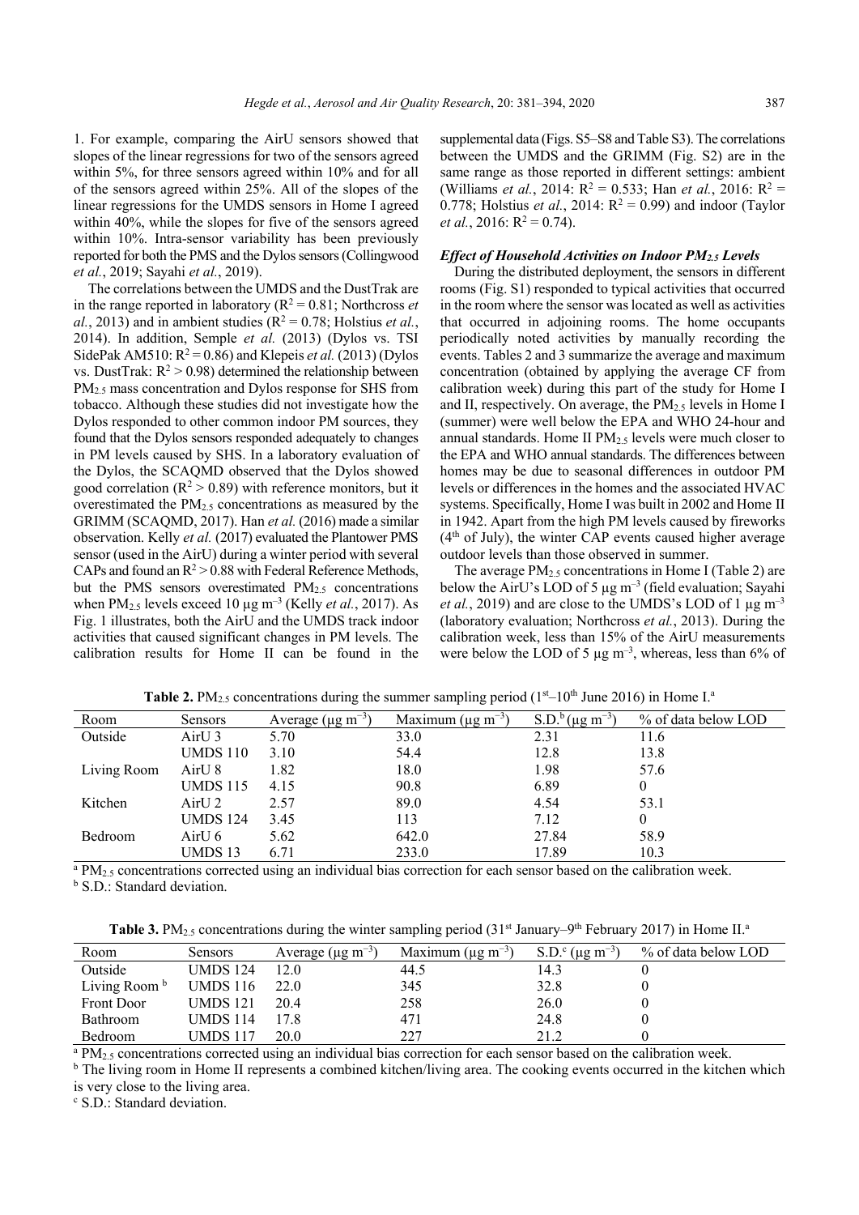1. For example, comparing the AirU sensors showed that slopes of the linear regressions for two of the sensors agreed within 5%, for three sensors agreed within 10% and for all of the sensors agreed within 25%. All of the slopes of the linear regressions for the UMDS sensors in Home I agreed within 40%, while the slopes for five of the sensors agreed within 10%. Intra-sensor variability has been previously reported for both the PMS and the Dylos sensors (Collingwood *et al.*, 2019; Sayahi *et al.*, 2019).

The correlations between the UMDS and the DustTrak are in the range reported in laboratory ($R^2 = 0.81$; Northcross *et al.*, 2013) and in ambient studies ($R^2 = 0.78$; Holstius *et al.*, 2014). In addition, Semple *et al.* (2013) (Dylos vs. TSI SidePak AM510: $R^2 = 0.86$) and Klepeis *et al.* (2013) (Dylos vs. DustTrak: $R^2 > 0.98$) determined the relationship between $PM_{2.5}$ mass concentration and Dylos response for SHS from tobacco. Although these studies did not investigate how the Dylos responded to other common indoor PM sources, they found that the Dylos sensors responded adequately to changes in PM levels caused by SHS. In a laboratory evaluation of the Dylos, the SCAQMD observed that the Dylos showed good correlation ($R^2 > 0.89$) with reference monitors, but it overestimated the $PM_{2.5}$ concentrations as measured by the GRIMM (SCAQMD, 2017). Han *et al.* (2016) made a similar observation. Kelly *et al.* (2017) evaluated the Plantower PMS sensor (used in the AirU) during a winter period with several CAPs and found an $R^2 > 0.88$ with Federal Reference Methods, but the PMS sensors overestimated $PM_{2.5}$ concentrations when $PM_{2.5}$ levels exceed 10 µg $m^{-3}$ (Kelly *et al.*, 2017). As Fig. 1 illustrates, both the AirU and the UMDS track indoor activities that caused significant changes in PM levels. The calibration results for Home II can be found in the supplemental data (Figs. S5–S8 and Table S3). The correlations between the UMDS and the GRIMM (Fig. S2) are in the same range as those reported in different settings: ambient (Williams *et al.*, 2014: $R^2 = 0.533$; Han *et al.*, 2016: $R^2 = 0.778$; Holstius *et al.*, 2014: $R^2 = 0.99$) and indoor (Taylor *et al.*, 2016: $R^2 = 0.74$).

### *Effect of Household Activities on Indoor $PM_{2.5}$ Levels*

During the distributed deployment, the sensors in different rooms (Fig. S1) responded to typical activities that occurred in the room where the sensor was located as well as activities that occurred in adjoining rooms. The home occupants periodically noted activities by manually recording the events. Tables 2 and 3 summarize the average and maximum concentration (obtained by applying the average CF from calibration week) during this part of the study for Home I and II, respectively. On average, the $PM_{2.5}$ levels in Home I (summer) were well below the EPA and WHO 24-hour and annual standards. Home II $PM_{2.5}$ levels were much closer to the EPA and WHO annual standards. The differences between homes may be due to seasonal differences in outdoor PM levels or differences in the homes and the associated HVAC systems. Specifically, Home I was built in 2002 and Home II in 1942. Apart from the high PM levels caused by fireworks (4th of July), the winter CAP events caused higher average outdoor levels than those observed in summer.

The average $PM_{2.5}$ concentrations in Home I (Table 2) are below the AirU's LOD of 5 µg $m^{-3}$ (field evaluation; Sayahi *et al.*, 2019) and are close to the UMDS's LOD of 1 µg $m^{-3}$ (laboratory evaluation; Northcross *et al.*, 2013). During the calibration week, less than 15% of the AirU measurements were below the LOD of 5 µg $m^{-3}$, whereas, less than 6% of

**Table 2.** $PM_{2.5}$ concentrations during the summer sampling period (1st–10th June 2016) in Home I.[a]

| Room | Sensors | Average (µg $m^{-3}$) | Maximum (µg $m^{-3}$) | S.D.[b] (µg $m^{-3}$) | % of data below LOD |
|---|---|---|---|---|---|
| Outside | AirU 3 | 5.70 | 33.0 | 2.31 | 11.6 |
| | UMDS 110 | 3.10 | 54.4 | 12.8 | 13.8 |
| Living Room | AirU 8 | 1.82 | 18.0 | 1.98 | 57.6 |
| | UMDS 115 | 4.15 | 90.8 | 6.89 | 0 |
| Kitchen | AirU 2 | 2.57 | 89.0 | 4.54 | 53.1 |
| | UMDS 124 | 3.45 | 113 | 7.12 | 0 |
| Bedroom | AirU 6 | 5.62 | 642.0 | 27.84 | 58.9 |
| | UMDS 13 | 6.71 | 233.0 | 17.89 | 10.3 |

[a] $PM_{2.5}$ concentrations corrected using an individual bias correction for each sensor based on the calibration week.
[b] S.D.: Standard deviation.

**Table 3.** $PM_{2.5}$ concentrations during the winter sampling period (31st January–9th February 2017) in Home II.[a]

| Room | Sensors | Average (µg $m^{-3}$) | Maximum (µg $m^{-3}$) | S.D.[c] (µg $m^{-3}$) | % of data below LOD |
|---|---|---|---|---|---|
| Outside | UMDS 124 | 12.0 | 44.5 | 14.3 | 0 |
| Living Room[b] | UMDS 116 | 22.0 | 345 | 32.8 | 0 |
| Front Door | UMDS 121 | 20.4 | 258 | 26.0 | 0 |
| Bathroom | UMDS 114 | 17.8 | 471 | 24.8 | 0 |
| Bedroom | UMDS 117 | 20.0 | 227 | 21.2 | 0 |

[a] $PM_{2.5}$ concentrations corrected using an individual bias correction for each sensor based on the calibration week.
[b] The living room in Home II represents a combined kitchen/living area. The cooking events occurred in the kitchen which is very close to the living area.
[c] S.D.: Standard deviation.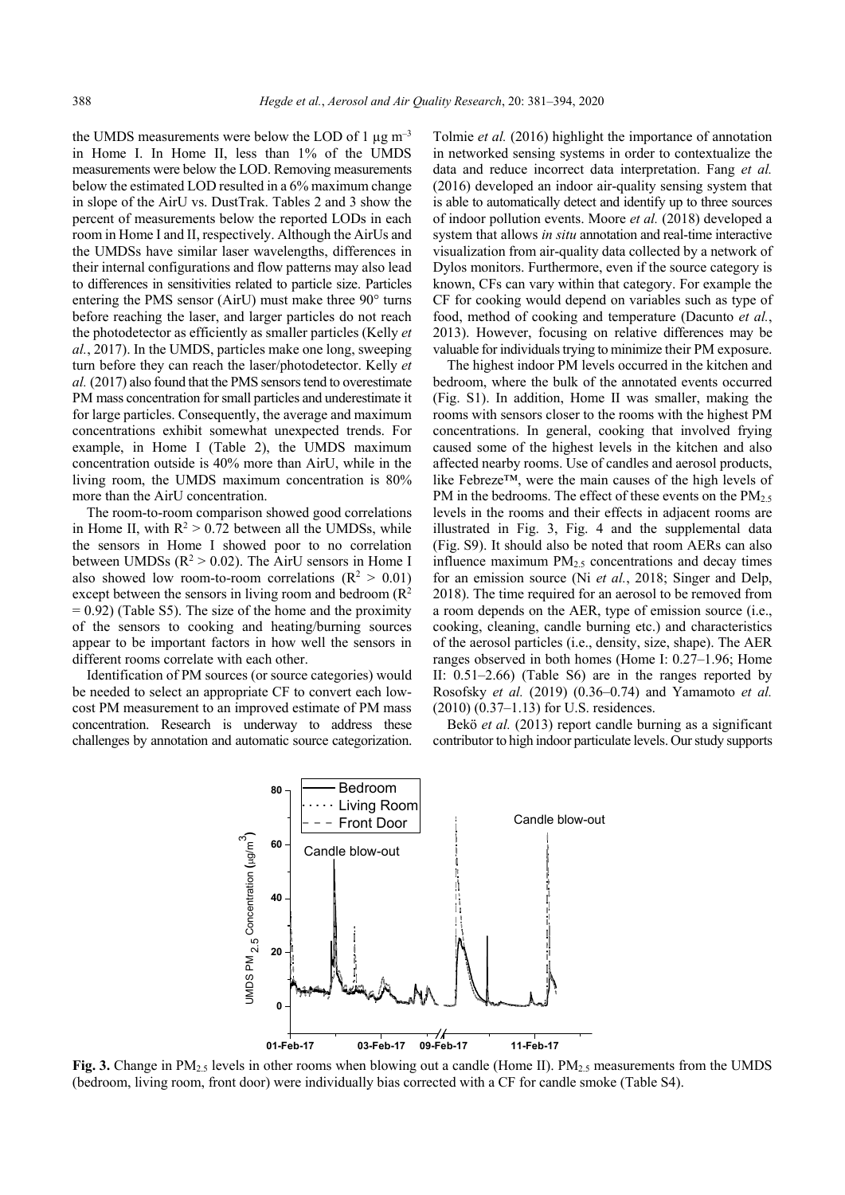the UMDS measurements were below the LOD of 1 µg $m^{-3}$ in Home I. In Home II, less than 1% of the UMDS measurements were below the LOD. Removing measurements below the estimated LOD resulted in a 6% maximum change in slope of the AirU vs. DustTrak. Tables 2 and 3 show the percent of measurements below the reported LODs in each room in Home I and II, respectively. Although the AirUs and the UMDSs have similar laser wavelengths, differences in their internal configurations and flow patterns may also lead to differences in sensitivities related to particle size. Particles entering the PMS sensor (AirU) must make three 90° turns before reaching the laser, and larger particles do not reach the photodetector as efficiently as smaller particles (Kelly *et al.*, 2017). In the UMDS, particles make one long, sweeping turn before they can reach the laser/photodetector. Kelly *et al.* (2017) also found that the PMS sensors tend to overestimate PM mass concentration for small particles and underestimate it for large particles. Consequently, the average and maximum concentrations exhibit somewhat unexpected trends. For example, in Home I (Table 2), the UMDS maximum concentration outside is 40% more than AirU, while in the living room, the UMDS maximum concentration is 80% more than the AirU concentration.

The room-to-room comparison showed good correlations in Home II, with $R^2 > 0.72$ between all the UMDSs, while the sensors in Home I showed poor to no correlation between UMDSs ($R^2 > 0.02$). The AirU sensors in Home I also showed low room-to-room correlations ($R^2 > 0.01$) except between the sensors in living room and bedroom ($R^2 = 0.92$) (Table S5). The size of the home and the proximity of the sensors to cooking and heating/burning sources appear to be important factors in how well the sensors in different rooms correlate with each other.

Identification of PM sources (or source categories) would be needed to select an appropriate CF to convert each low-cost PM measurement to an improved estimate of PM mass concentration. Research is underway to address these challenges by annotation and automatic source categorization. Tolmie *et al.* (2016) highlight the importance of annotation in networked sensing systems in order to contextualize the data and reduce incorrect data interpretation. Fang *et al.* (2016) developed an indoor air-quality sensing system that is able to automatically detect and identify up to three sources of indoor pollution events. Moore *et al.* (2018) developed a system that allows *in situ* annotation and real-time interactive visualization from air-quality data collected by a network of Dylos monitors. Furthermore, even if the source category is known, CFs can vary within that category. For example the CF for cooking would depend on variables such as type of food, method of cooking and temperature (Dacunto *et al.*, 2013). However, focusing on relative differences may be valuable for individuals trying to minimize their PM exposure.

The highest indoor PM levels occurred in the kitchen and bedroom, where the bulk of the annotated events occurred (Fig. S1). In addition, Home II was smaller, making the rooms with sensors closer to the rooms with the highest PM concentrations. In general, cooking that involved frying caused some of the highest levels in the kitchen and also affected nearby rooms. Use of candles and aerosol products, like Febreze™, were the main causes of the high levels of PM in the bedrooms. The effect of these events on the $PM_{2.5}$ levels in the rooms and their effects in adjacent rooms are illustrated in Fig. 3, Fig. 4 and the supplemental data (Fig. S9). It should also be noted that room AERs can also influence maximum $PM_{2.5}$ concentrations and decay times for an emission source (Ni *et al.*, 2018; Singer and Delp, 2018). The time required for an aerosol to be removed from a room depends on the AER, type of emission source (i.e., cooking, cleaning, candle burning etc.) and characteristics of the aerosol particles (i.e., density, size, shape). The AER ranges observed in both homes (Home I: 0.27–1.96; Home II: 0.51–2.66) (Table S6) are in the ranges reported by Rosofsky *et al.* (2019) (0.36–0.74) and Yamamoto *et al.* (2010) (0.37–1.13) for U.S. residences.

Bekö *et al.* (2013) report candle burning as a significant contributor to high indoor particulate levels. Our study supports

**Fig. 3.** Change in $PM_{2.5}$ levels in other rooms when blowing out a candle (Home II). $PM_{2.5}$ measurements from the UMDS (bedroom, living room, front door) were individually bias corrected with a CF for candle smoke (Table S4).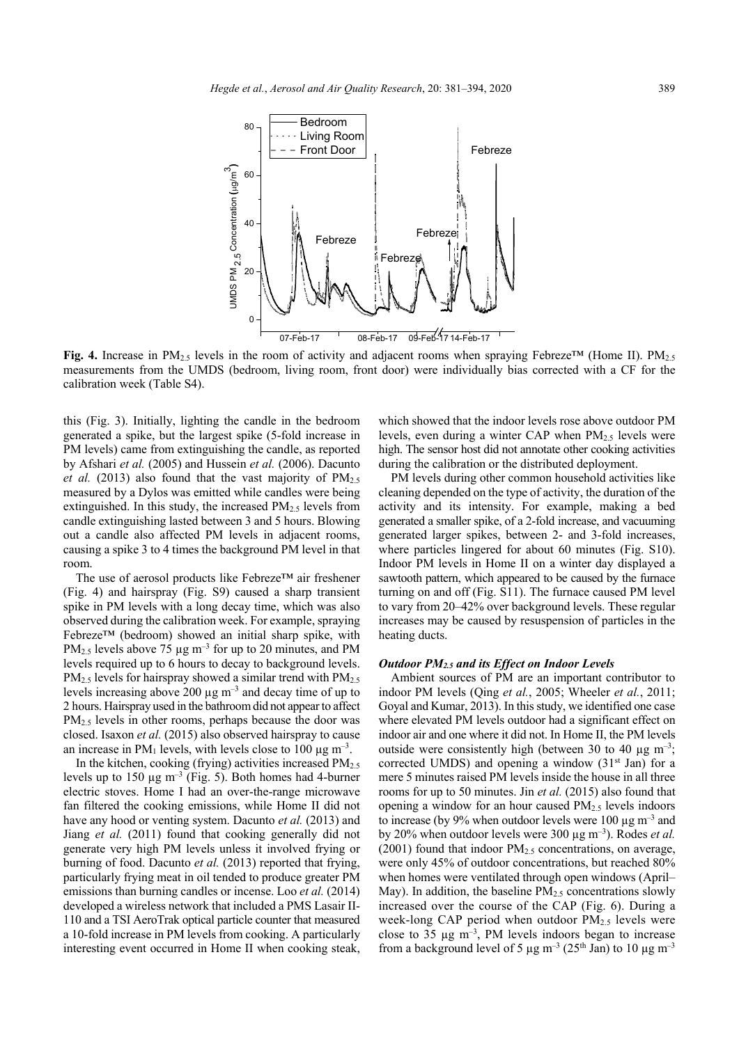**Fig. 4.** Increase in $PM_{2.5}$ levels in the room of activity and adjacent rooms when spraying Febreze™ (Home II). $PM_{2.5}$ measurements from the UMDS (bedroom, living room, front door) were individually bias corrected with a CF for the calibration week (Table S4).

this (Fig. 3). Initially, lighting the candle in the bedroom generated a spike, but the largest spike (5-fold increase in PM levels) came from extinguishing the candle, as reported by Afshari *et al.* (2005) and Hussein *et al.* (2006). Dacunto *et al.* (2013) also found that the vast majority of $PM_{2.5}$ measured by a Dylos was emitted while candles were being extinguished. In this study, the increased $PM_{2.5}$ levels from candle extinguishing lasted between 3 and 5 hours. Blowing out a candle also affected PM levels in adjacent rooms, causing a spike 3 to 4 times the background PM level in that room.

The use of aerosol products like Febreze™ air freshener (Fig. 4) and hairspray (Fig. S9) caused a sharp transient spike in PM levels with a long decay time, which was also observed during the calibration week. For example, spraying Febreze™ (bedroom) showed an initial sharp spike, with $PM_{2.5}$ levels above 75 µg $m^{-3}$ for up to 20 minutes, and PM levels required up to 6 hours to decay to background levels. $PM_{2.5}$ levels for hairspray showed a similar trend with $PM_{2.5}$ levels increasing above 200 µg $m^{-3}$ and decay time of up to 2 hours. Hairspray used in the bathroom did not appear to affect $PM_{2.5}$ levels in other rooms, perhaps because the door was closed. Isaxon *et al.* (2015) also observed hairspray to cause an increase in $PM_1$ levels, with levels close to 100 µg $m^{-3}$.

In the kitchen, cooking (frying) activities increased $PM_{2.5}$ levels up to 150 µg $m^{-3}$ (Fig. 5). Both homes had 4-burner electric stoves. Home I had an over-the-range microwave fan filtered the cooking emissions, while Home II did not have any hood or venting system. Dacunto *et al.* (2013) and Jiang *et al.* (2011) found that cooking generally did not generate very high PM levels unless it involved frying or burning of food. Dacunto *et al.* (2013) reported that frying, particularly frying meat in oil tended to produce greater PM emissions than burning candles or incense. Loo *et al.* (2014) developed a wireless network that included a PMS Lasair II-110 and a TSI AeroTrak optical particle counter that measured a 10-fold increase in PM levels from cooking. A particularly interesting event occurred in Home II when cooking steak, which showed that the indoor levels rose above outdoor PM levels, even during a winter CAP when $PM_{2.5}$ levels were high. The sensor host did not annotate other cooking activities during the calibration or the distributed deployment.

PM levels during other common household activities like cleaning depended on the type of activity, the duration of the activity and its intensity. For example, making a bed generated a smaller spike, of a 2-fold increase, and vacuuming generated larger spikes, between 2- and 3-fold increases, where particles lingered for about 60 minutes (Fig. S10). Indoor PM levels in Home II on a winter day displayed a sawtooth pattern, which appeared to be caused by the furnace turning on and off (Fig. S11). The furnace caused PM level to vary from 20–42% over background levels. These regular increases may be caused by resuspension of particles in the heating ducts.

### *Outdoor $PM_{2.5}$ and its Effect on Indoor Levels*

Ambient sources of PM are an important contributor to indoor PM levels (Qing *et al.*, 2005; Wheeler *et al.*, 2011; Goyal and Kumar, 2013). In this study, we identified one case where elevated PM levels outdoor had a significant effect on indoor air and one where it did not. In Home II, the PM levels outside were consistently high (between 30 to 40 µg $m^{-3}$; corrected UMDS) and opening a window (31st Jan) for a mere 5 minutes raised PM levels inside the house in all three rooms for up to 50 minutes. Jin *et al.* (2015) also found that opening a window for an hour caused $PM_{2.5}$ levels indoors to increase (by 9% when outdoor levels were 100 µg $m^{-3}$ and by 20% when outdoor levels were 300 µg $m^{-3}$). Rodes *et al.* (2001) found that indoor $PM_{2.5}$ concentrations, on average, were only 45% of outdoor concentrations, but reached 80% when homes were ventilated through open windows (April–May). In addition, the baseline $PM_{2.5}$ concentrations slowly increased over the course of the CAP (Fig. 6). During a week-long CAP period when outdoor $PM_{2.5}$ levels were close to 35 µg $m^{-3}$, PM levels indoors began to increase from a background level of 5 µg $m^{-3}$ (25th Jan) to 10 µg $m^{-3}$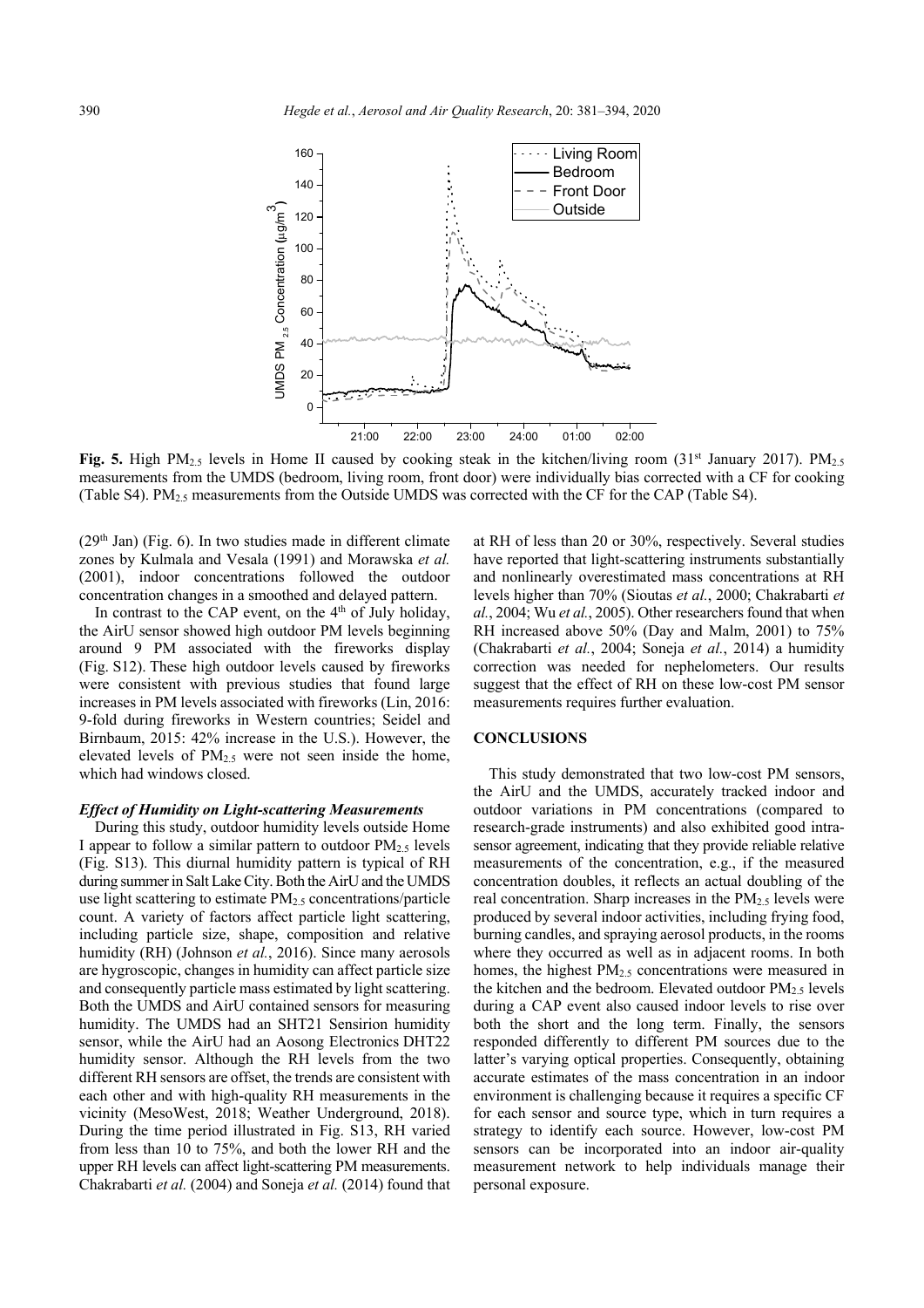**Fig. 5.** High $PM_{2.5}$ levels in Home II caused by cooking steak in the kitchen/living room (31st January 2017). $PM_{2.5}$ measurements from the UMDS (bedroom, living room, front door) were individually bias corrected with a CF for cooking (Table S4). $PM_{2.5}$ measurements from the Outside UMDS was corrected with the CF for the CAP (Table S4).

(29th Jan) (Fig. 6). In two studies made in different climate zones by Kulmala and Vesala (1991) and Morawska *et al.* (2001), indoor concentrations followed the outdoor concentration changes in a smoothed and delayed pattern.

In contrast to the CAP event, on the 4th of July holiday, the AirU sensor showed high outdoor PM levels beginning around 9 PM associated with the fireworks display (Fig. S12). These high outdoor levels caused by fireworks were consistent with previous studies that found large increases in PM levels associated with fireworks (Lin, 2016: 9-fold during fireworks in Western countries; Seidel and Birnbaum, 2015: 42% increase in the U.S.). However, the elevated levels of $PM_{2.5}$ were not seen inside the home, which had windows closed.

### *Effect of Humidity on Light-scattering Measurements*

During this study, outdoor humidity levels outside Home I appear to follow a similar pattern to outdoor $PM_{2.5}$ levels (Fig. S13). This diurnal humidity pattern is typical of RH during summer in Salt Lake City. Both the AirU and the UMDS use light scattering to estimate $PM_{2.5}$ concentrations/particle count. A variety of factors affect particle light scattering, including particle size, shape, composition and relative humidity (RH) (Johnson *et al.*, 2016). Since many aerosols are hygroscopic, changes in humidity can affect particle size and consequently particle mass estimated by light scattering. Both the UMDS and AirU contained sensors for measuring humidity. The UMDS had an SHT21 Sensirion humidity sensor, while the AirU had an Aosong Electronics DHT22 humidity sensor. Although the RH levels from the two different RH sensors are offset, the trends are consistent with each other and with high-quality RH measurements in the vicinity (MesoWest, 2018; Weather Underground, 2018). During the time period illustrated in Fig. S13, RH varied from less than 10 to 75%, and both the lower RH and the upper RH levels can affect light-scattering PM measurements. Chakrabarti *et al.* (2004) and Soneja *et al.* (2014) found that at RH of less than 20 or 30%, respectively. Several studies have reported that light-scattering instruments substantially and nonlinearly overestimated mass concentrations at RH levels higher than 70% (Sioutas *et al.*, 2000; Chakrabarti *et al.*, 2004; Wu *et al.*, 2005). Other researchers found that when RH increased above 50% (Day and Malm, 2001) to 75% (Chakrabarti *et al.*, 2004; Soneja *et al.*, 2014) a humidity correction was needed for nephelometers. Our results suggest that the effect of RH on these low-cost PM sensor measurements requires further evaluation.

## CONCLUSIONS

This study demonstrated that two low-cost PM sensors, the AirU and the UMDS, accurately tracked indoor and outdoor variations in PM concentrations (compared to research-grade instruments) and also exhibited good intra-sensor agreement, indicating that they provide reliable relative measurements of the concentration, e.g., if the measured concentration doubles, it reflects an actual doubling of the real concentration. Sharp increases in the $PM_{2.5}$ levels were produced by several indoor activities, including frying food, burning candles, and spraying aerosol products, in the rooms where they occurred as well as in adjacent rooms. In both homes, the highest $PM_{2.5}$ concentrations were measured in the kitchen and the bedroom. Elevated outdoor $PM_{2.5}$ levels during a CAP event also caused indoor levels to rise over both the short and the long term. Finally, the sensors responded differently to different PM sources due to the latter's varying optical properties. Consequently, obtaining accurate estimates of the mass concentration in an indoor environment is challenging because it requires a specific CF for each sensor and source type, which in turn requires a strategy to identify each source. However, low-cost PM sensors can be incorporated into an indoor air-quality measurement network to help individuals manage their personal exposure.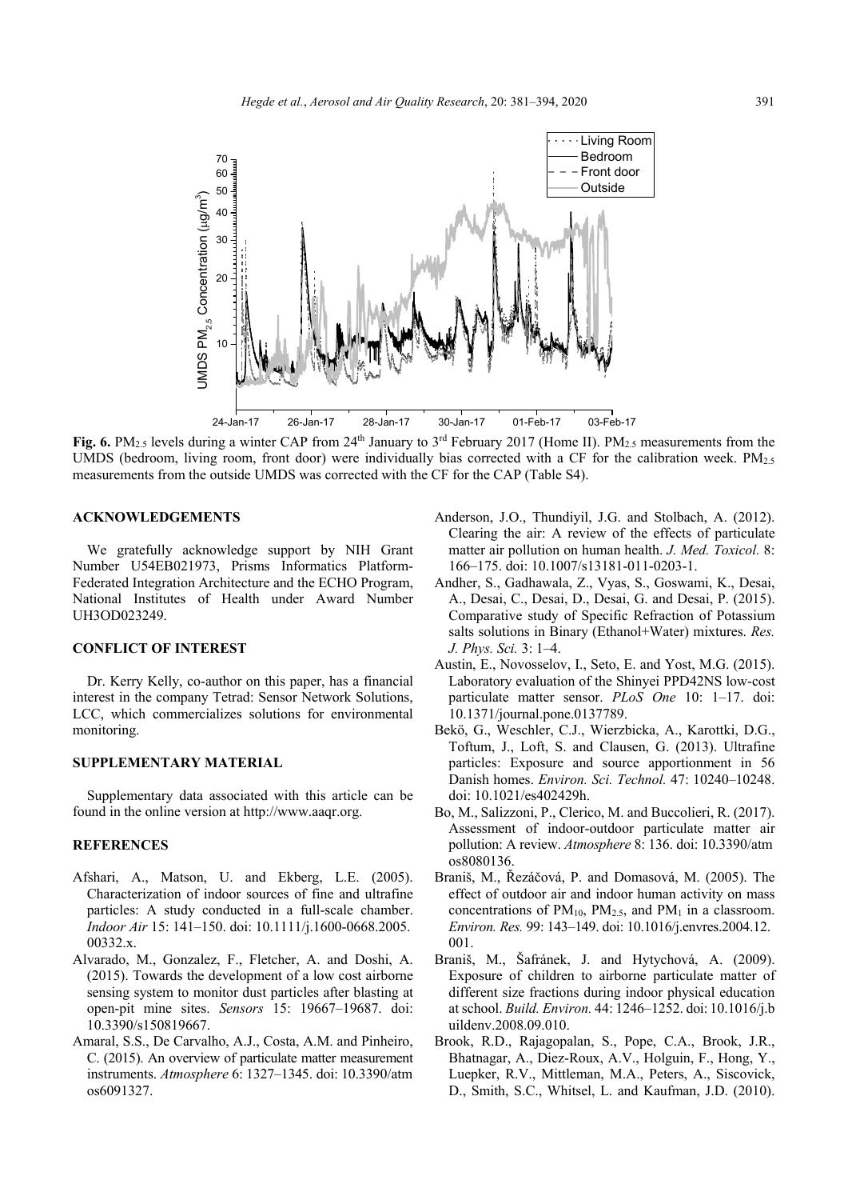**Fig. 6.** $PM_{2.5}$ levels during a winter CAP from 24th January to 3rd February 2017 (Home II). $PM_{2.5}$ measurements from the UMDS (bedroom, living room, front door) were individually bias corrected with a CF for the calibration week. $PM_{2.5}$ measurements from the outside UMDS was corrected with the CF for the CAP (Table S4).

## ACKNOWLEDGEMENTS

We gratefully acknowledge support by NIH Grant Number U54EB021973, Prisms Informatics Platform-Federated Integration Architecture and the ECHO Program, National Institutes of Health under Award Number UH3OD023249.

## CONFLICT OF INTEREST

Dr. Kerry Kelly, co-author on this paper, has a financial interest in the company Tetrad: Sensor Network Solutions, LCC, which commercializes solutions for environmental monitoring.

## SUPPLEMENTARY MATERIAL

Supplementary data associated with this article can be found in the online version at http://www.aaqr.org.

## REFERENCES

Afshari, A., Matson, U. and Ekberg, L.E. (2005). Characterization of indoor sources of fine and ultrafine particles: A study conducted in a full-scale chamber. *Indoor Air* 15: 141–150. doi: 10.1111/j.1600-0668.2005.00332.x.

Alvarado, M., Gonzalez, F., Fletcher, A. and Doshi, A. (2015). Towards the development of a low cost airborne sensing system to monitor dust particles after blasting at open-pit mine sites. *Sensors* 15: 19667–19687. doi: 10.3390/s150819667.

Amaral, S.S., De Carvalho, A.J., Costa, A.M. and Pinheiro, C. (2015). An overview of particulate matter measurement instruments. *Atmosphere* 6: 1327–1345. doi: 10.3390/atmos6091327.

Anderson, J.O., Thundiyil, J.G. and Stolbach, A. (2012). Clearing the air: A review of the effects of particulate matter air pollution on human health. *J. Med. Toxicol.* 8: 166–175. doi: 10.1007/s13181-011-0203-1.

Andher, S., Gadhawala, Z., Vyas, S., Goswami, K., Desai, A., Desai, C., Desai, D., Desai, G. and Desai, P. (2015). Comparative study of Specific Refraction of Potassium salts solutions in Binary (Ethanol+Water) mixtures. *Res. J. Phys. Sci.* 3: 1–4.

Austin, E., Novosselov, I., Seto, E. and Yost, M.G. (2015). Laboratory evaluation of the Shinyei PPD42NS low-cost particulate matter sensor. *PLoS One* 10: 1–17. doi: 10.1371/journal.pone.0137789.

Bekö, G., Weschler, C.J., Wierzbicka, A., Karottki, D.G., Toftum, J., Loft, S. and Clausen, G. (2013). Ultrafine particles: Exposure and source apportionment in 56 Danish homes. *Environ. Sci. Technol.* 47: 10240–10248. doi: 10.1021/es402429h.

Bo, M., Salizzoni, P., Clerico, M. and Buccolieri, R. (2017). Assessment of indoor-outdoor particulate matter air pollution: A review. *Atmosphere* 8: 136. doi: 10.3390/atmos8080136.

Braniš, M., Řezáčová, P. and Domasová, M. (2005). The effect of outdoor air and indoor human activity on mass concentrations of $PM_{10}$, $PM_{2.5}$, and $PM_1$ in a classroom. *Environ. Res.* 99: 143–149. doi: 10.1016/j.envres.2004.12.001.

Braniš, M., Šafránek, J. and Hytychová, A. (2009). Exposure of children to airborne particulate matter of different size fractions during indoor physical education at school. *Build. Environ.* 44: 1246–1252. doi: 10.1016/j.buildenv.2008.09.010.

Brook, R.D., Rajagopalan, S., Pope, C.A., Brook, J.R., Bhatnagar, A., Diez-Roux, A.V., Holguin, F., Hong, Y., Luepker, R.V., Mittleman, M.A., Peters, A., Siscovick, D., Smith, S.C., Whitsel, L. and Kaufman, J.D. (2010).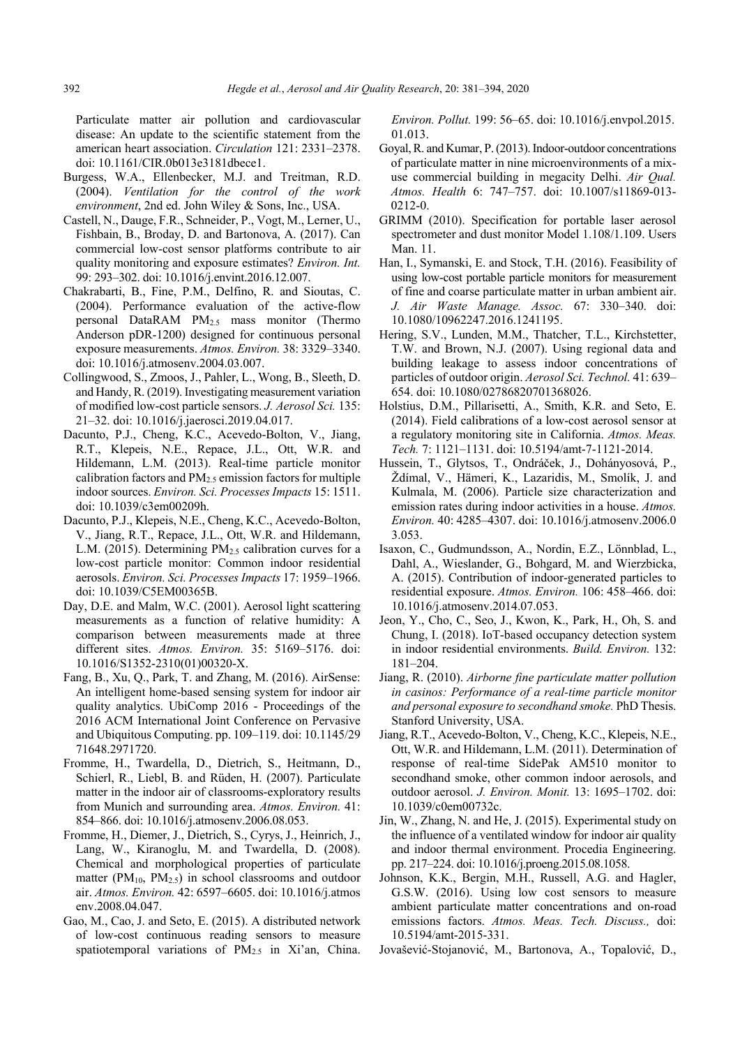Particulate matter air pollution and cardiovascular disease: An update to the scientific statement from the american heart association. *Circulation* 121: 2331–2378. doi: 10.1161/CIR.0b013e3181dbece1.

Burgess, W.A., Ellenbecker, M.J. and Treitman, R.D. (2004). *Ventilation for the control of the work environment*, 2nd ed. John Wiley & Sons, Inc., USA.

Castell, N., Dauge, F.R., Schneider, P., Vogt, M., Lerner, U., Fishbain, B., Broday, D. and Bartonova, A. (2017). Can commercial low-cost sensor platforms contribute to air quality monitoring and exposure estimates? *Environ. Int.* 99: 293–302. doi: 10.1016/j.envint.2016.12.007.

Chakrabarti, B., Fine, P.M., Delfino, R. and Sioutas, C. (2004). Performance evaluation of the active-flow personal DataRAM $PM_{2.5}$ mass monitor (Thermo Anderson pDR-1200) designed for continuous personal exposure measurements. *Atmos. Environ.* 38: 3329–3340. doi: 10.1016/j.atmosenv.2004.03.007.

Collingwood, S., Zmoos, J., Pahler, L., Wong, B., Sleeth, D. and Handy, R. (2019). Investigating measurement variation of modified low-cost particle sensors. *J. Aerosol Sci.* 135: 21–32. doi: 10.1016/j.jaerosci.2019.04.017.

Dacunto, P.J., Cheng, K.C., Acevedo-Bolton, V., Jiang, R.T., Klepeis, N.E., Repace, J.L., Ott, W.R. and Hildemann, L.M. (2013). Real-time particle monitor calibration factors and $PM_{2.5}$ emission factors for multiple indoor sources. *Environ. Sci. Processes Impacts* 15: 1511. doi: 10.1039/c3em00209h.

Dacunto, P.J., Klepeis, N.E., Cheng, K.C., Acevedo-Bolton, V., Jiang, R.T., Repace, J.L., Ott, W.R. and Hildemann, L.M. (2015). Determining $PM_{2.5}$ calibration curves for a low-cost particle monitor: Common indoor residential aerosols. *Environ. Sci. Processes Impacts* 17: 1959–1966. doi: 10.1039/C5EM00365B.

Day, D.E. and Malm, W.C. (2001). Aerosol light scattering measurements as a function of relative humidity: A comparison between measurements made at three different sites. *Atmos. Environ.* 35: 5169–5176. doi: 10.1016/S1352-2310(01)00320-X.

Fang, B., Xu, Q., Park, T. and Zhang, M. (2016). AirSense: An intelligent home-based sensing system for indoor air quality analytics. UbiComp 2016 - Proceedings of the 2016 ACM International Joint Conference on Pervasive and Ubiquitous Computing. pp. 109–119. doi: 10.1145/2971648.2971720.

Fromme, H., Twardella, D., Dietrich, S., Heitmann, D., Schierl, R., Liebl, B. and Rüden, H. (2007). Particulate matter in the indoor air of classrooms-exploratory results from Munich and surrounding area. *Atmos. Environ.* 41: 854–866. doi: 10.1016/j.atmosenv.2006.08.053.

Fromme, H., Diemer, J., Dietrich, S., Cyrys, J., Heinrich, J., Lang, W., Kiranoglu, M. and Twardella, D. (2008). Chemical and morphological properties of particulate matter ($PM_{10}$, $PM_{2.5}$) in school classrooms and outdoor air. *Atmos. Environ.* 42: 6597–6605. doi: 10.1016/j.atmosenv.2008.04.047.

Gao, M., Cao, J. and Seto, E. (2015). A distributed network of low-cost continuous reading sensors to measure spatiotemporal variations of $PM_{2.5}$ in Xi'an, China. *Environ. Pollut.* 199: 56–65. doi: 10.1016/j.envpol.2015.01.013.

Goyal, R. and Kumar, P. (2013). Indoor-outdoor concentrations of particulate matter in nine microenvironments of a mix-use commercial building in megacity Delhi. *Air Qual. Atmos. Health* 6: 747–757. doi: 10.1007/s11869-013-0212-0.

GRIMM (2010). Specification for portable laser aerosol spectrometer and dust monitor Model 1.108/1.109. Users Man. 11.

Han, I., Symanski, E. and Stock, T.H. (2016). Feasibility of using low-cost portable particle monitors for measurement of fine and coarse particulate matter in urban ambient air. *J. Air Waste Manage. Assoc.* 67: 330–340. doi: 10.1080/10962247.2016.1241195.

Hering, S.V., Lunden, M.M., Thatcher, T.L., Kirchstetter, T.W. and Brown, N.J. (2007). Using regional data and building leakage to assess indoor concentrations of particles of outdoor origin. *Aerosol Sci. Technol.* 41: 639–654. doi: 10.1080/02786820701368026.

Holstius, D.M., Pillarisetti, A., Smith, K.R. and Seto, E. (2014). Field calibrations of a low-cost aerosol sensor at a regulatory monitoring site in California. *Atmos. Meas. Tech.* 7: 1121–1131. doi: 10.5194/amt-7-1121-2014.

Hussein, T., Glytsos, T., Ondráček, J., Dohányosová, P., Ždímal, V., Hämeri, K., Lazaridis, M., Smolík, J. and Kulmala, M. (2006). Particle size characterization and emission rates during indoor activities in a house. *Atmos. Environ.* 40: 4285–4307. doi: 10.1016/j.atmosenv.2006.03.053.

Isaxon, C., Gudmundsson, A., Nordin, E.Z., Lönnblad, L., Dahl, A., Wieslander, G., Bohgard, M. and Wierzbicka, A. (2015). Contribution of indoor-generated particles to residential exposure. *Atmos. Environ.* 106: 458–466. doi: 10.1016/j.atmosenv.2014.07.053.

Jeon, Y., Cho, C., Seo, J., Kwon, K., Park, H., Oh, S. and Chung, I. (2018). IoT-based occupancy detection system in indoor residential environments. *Build. Environ.* 132: 181–204.

Jiang, R. (2010). *Airborne fine particulate matter pollution in casinos: Performance of a real-time particle monitor and personal exposure to secondhand smoke.* PhD Thesis. Stanford University, USA.

Jiang, R.T., Acevedo-Bolton, V., Cheng, K.C., Klepeis, N.E., Ott, W.R. and Hildemann, L.M. (2011). Determination of response of real-time SidePak AM510 monitor to secondhand smoke, other common indoor aerosols, and outdoor aerosol. *J. Environ. Monit.* 13: 1695–1702. doi: 10.1039/c0em00732c.

Jin, W., Zhang, N. and He, J. (2015). Experimental study on the influence of a ventilated window for indoor air quality and indoor thermal environment. Procedia Engineering. pp. 217–224. doi: 10.1016/j.proeng.2015.08.1058.

Johnson, K.K., Bergin, M.H., Russell, A.G. and Hagler, G.S.W. (2016). Using low cost sensors to measure ambient particulate matter concentrations and on-road emissions factors. *Atmos. Meas. Tech. Discuss.,* doi: 10.5194/amt-2015-331.

Jovašević-Stojanović, M., Bartonova, A., Topalović, D.,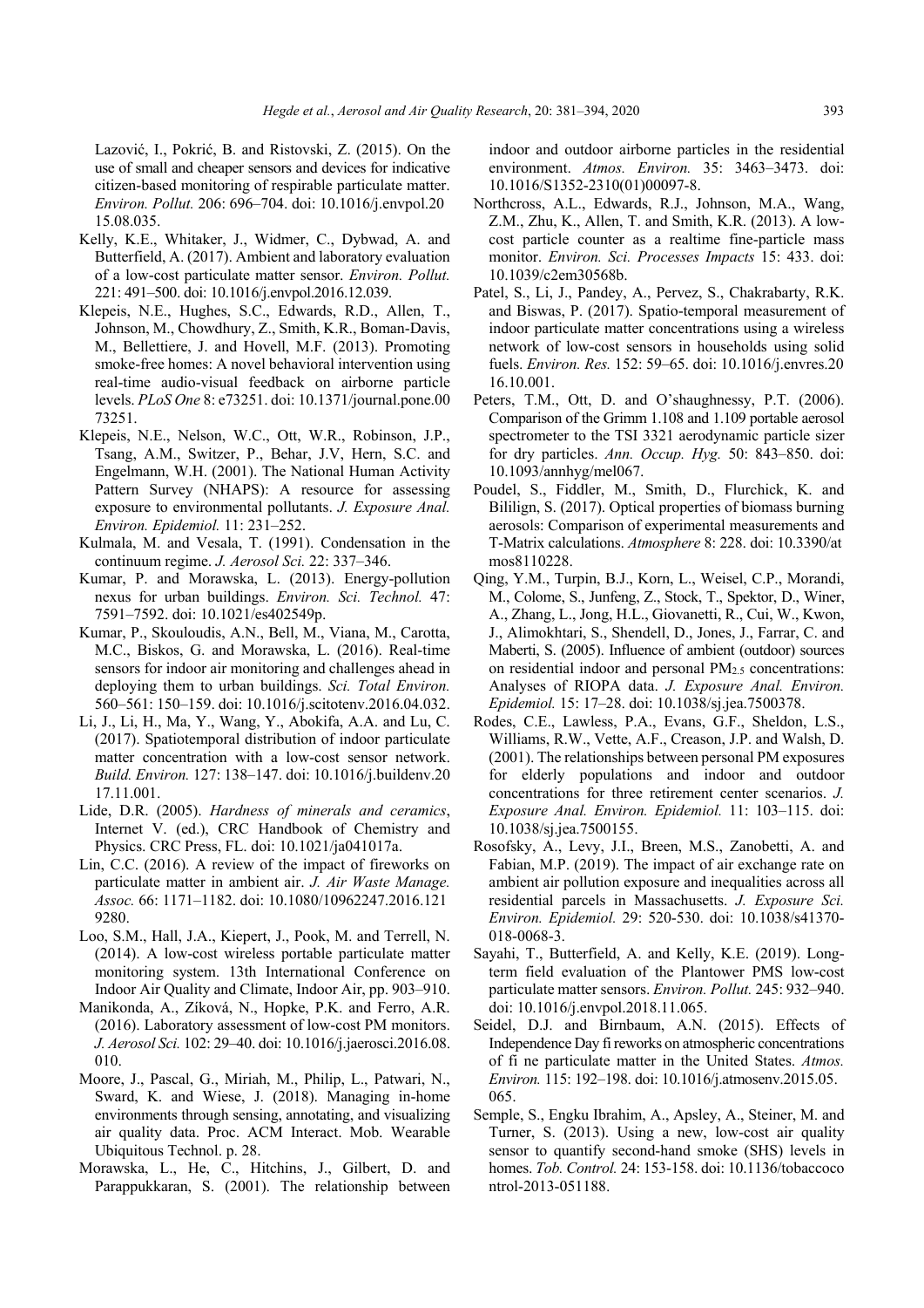Lazović, I., Pokrić, B. and Ristovski, Z. (2015). On the use of small and cheaper sensors and devices for indicative citizen-based monitoring of respirable particulate matter. *Environ. Pollut.* 206: 696–704. doi: 10.1016/j.envpol.2015.08.035.

Kelly, K.E., Whitaker, J., Widmer, C., Dybwad, A. and Butterfield, A. (2017). Ambient and laboratory evaluation of a low-cost particulate matter sensor. *Environ. Pollut.* 221: 491–500. doi: 10.1016/j.envpol.2016.12.039.

Klepeis, N.E., Hughes, S.C., Edwards, R.D., Allen, T., Johnson, M., Chowdhury, Z., Smith, K.R., Boman-Davis, M., Bellettiere, J. and Hovell, M.F. (2013). Promoting smoke-free homes: A novel behavioral intervention using real-time audio-visual feedback on airborne particle levels. *PLoS One* 8: e73251. doi: 10.1371/journal.pone.0073251.

Klepeis, N.E., Nelson, W.C., Ott, W.R., Robinson, J.P., Tsang, A.M., Switzer, P., Behar, J.V, Hern, S.C. and Engelmann, W.H. (2001). The National Human Activity Pattern Survey (NHAPS): A resource for assessing exposure to environmental pollutants. *J. Exposure Anal. Environ. Epidemiol.* 11: 231–252.

Kulmala, M. and Vesala, T. (1991). Condensation in the continuum regime. *J. Aerosol Sci.* 22: 337–346.

Kumar, P. and Morawska, L. (2013). Energy-pollution nexus for urban buildings. *Environ. Sci. Technol.* 47: 7591–7592. doi: 10.1021/es402549p.

Kumar, P., Skouloudis, A.N., Bell, M., Viana, M., Carotta, M.C., Biskos, G. and Morawska, L. (2016). Real-time sensors for indoor air monitoring and challenges ahead in deploying them to urban buildings. *Sci. Total Environ.* 560–561: 150–159. doi: 10.1016/j.scitotenv.2016.04.032.

Li, J., Li, H., Ma, Y., Wang, Y., Abokifa, A.A. and Lu, C. (2017). Spatiotemporal distribution of indoor particulate matter concentration with a low-cost sensor network. *Build. Environ.* 127: 138–147. doi: 10.1016/j.buildenv.2017.11.001.

Lide, D.R. (2005). *Hardness of minerals and ceramics*, Internet V. (ed.), CRC Handbook of Chemistry and Physics. CRC Press, FL. doi: 10.1021/ja041017a.

Lin, C.C. (2016). A review of the impact of fireworks on particulate matter in ambient air. *J. Air Waste Manage. Assoc.* 66: 1171–1182. doi: 10.1080/10962247.2016.1219280.

Loo, S.M., Hall, J.A., Kiepert, J., Pook, M. and Terrell, N. (2014). A low-cost wireless portable particulate matter monitoring system. 13th International Conference on Indoor Air Quality and Climate, Indoor Air, pp. 903–910.

Manikonda, A., Zíková, N., Hopke, P.K. and Ferro, A.R. (2016). Laboratory assessment of low-cost PM monitors. *J. Aerosol Sci.* 102: 29–40. doi: 10.1016/j.jaerosci.2016.08.010.

Moore, J., Pascal, G., Miriah, M., Philip, L., Patwari, N., Sward, K. and Wiese, J. (2018). Managing in-home environments through sensing, annotating, and visualizing air quality data. Proc. ACM Interact. Mob. Wearable Ubiquitous Technol. p. 28.

Morawska, L., He, C., Hitchins, J., Gilbert, D. and Parappukkaran, S. (2001). The relationship between indoor and outdoor airborne particles in the residential environment. *Atmos. Environ.* 35: 3463–3473. doi: 10.1016/S1352-2310(01)00097-8.

Northcross, A.L., Edwards, R.J., Johnson, M.A., Wang, Z.M., Zhu, K., Allen, T. and Smith, K.R. (2013). A low-cost particle counter as a realtime fine-particle mass monitor. *Environ. Sci. Processes Impacts* 15: 433. doi: 10.1039/c2em30568b.

Patel, S., Li, J., Pandey, A., Pervez, S., Chakrabarty, R.K. and Biswas, P. (2017). Spatio-temporal measurement of indoor particulate matter concentrations using a wireless network of low-cost sensors in households using solid fuels. *Environ. Res.* 152: 59–65. doi: 10.1016/j.envres.2016.10.001.

Peters, T.M., Ott, D. and O'shaughnessy, P.T. (2006). Comparison of the Grimm 1.108 and 1.109 portable aerosol spectrometer to the TSI 3321 aerodynamic particle sizer for dry particles. *Ann. Occup. Hyg.* 50: 843–850. doi: 10.1093/annhyg/mel067.

Poudel, S., Fiddler, M., Smith, D., Flurchick, K. and Bililign, S. (2017). Optical properties of biomass burning aerosols: Comparison of experimental measurements and T-Matrix calculations. *Atmosphere* 8: 228. doi: 10.3390/atmos8110228.

Qing, Y.M., Turpin, B.J., Korn, L., Weisel, C.P., Morandi, M., Colome, S., Junfeng, Z., Stock, T., Spektor, D., Winer, A., Zhang, L., Jong, H.L., Giovanetti, R., Cui, W., Kwon, J., Alimokhtari, S., Shendell, D., Jones, J., Farrar, C. and Maberti, S. (2005). Influence of ambient (outdoor) sources on residential indoor and personal $PM_{2.5}$ concentrations: Analyses of RIOPA data. *J. Exposure Anal. Environ. Epidemiol.* 15: 17–28. doi: 10.1038/sj.jea.7500378.

Rodes, C.E., Lawless, P.A., Evans, G.F., Sheldon, L.S., Williams, R.W., Vette, A.F., Creason, J.P. and Walsh, D. (2001). The relationships between personal PM exposures for elderly populations and indoor and outdoor concentrations for three retirement center scenarios. *J. Exposure Anal. Environ. Epidemiol.* 11: 103–115. doi: 10.1038/sj.jea.7500155.

Rosofsky, A., Levy, J.I., Breen, M.S., Zanobetti, A. and Fabian, M.P. (2019). The impact of air exchange rate on ambient air pollution exposure and inequalities across all residential parcels in Massachusetts. *J. Exposure Sci. Environ. Epidemiol.* 29: 520-530. doi: 10.1038/s41370-018-0068-3.

Sayahi, T., Butterfield, A. and Kelly, K.E. (2019). Long-term field evaluation of the Plantower PMS low-cost particulate matter sensors. *Environ. Pollut.* 245: 932–940. doi: 10.1016/j.envpol.2018.11.065.

Seidel, D.J. and Birnbaum, A.N. (2015). Effects of Independence Day fi reworks on atmospheric concentrations of fi ne particulate matter in the United States. *Atmos. Environ.* 115: 192–198. doi: 10.1016/j.atmosenv.2015.05.065.

Semple, S., Engku Ibrahim, A., Apsley, A., Steiner, M. and Turner, S. (2013). Using a new, low-cost air quality sensor to quantify second-hand smoke (SHS) levels in homes. *Tob. Control.* 24: 153-158. doi: 10.1136/tobaccocontrol-2013-051188.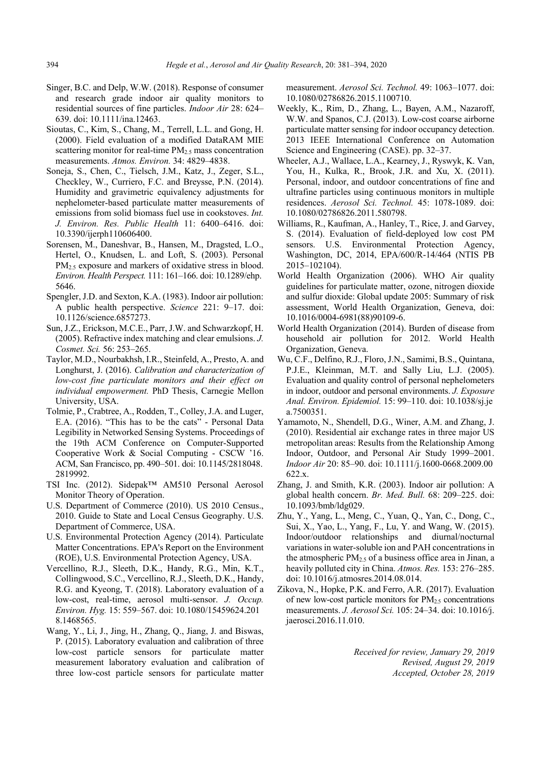Singer, B.C. and Delp, W.W. (2018). Response of consumer and research grade indoor air quality monitors to residential sources of fine particles. *Indoor Air* 28: 624–639. doi: 10.1111/ina.12463.

Sioutas, C., Kim, S., Chang, M., Terrell, L.L. and Gong, H. (2000). Field evaluation of a modified DataRAM MIE scattering monitor for real-time $PM_{2.5}$ mass concentration measurements. *Atmos. Environ.* 34: 4829–4838.

Soneja, S., Chen, C., Tielsch, J.M., Katz, J., Zeger, S.L., Checkley, W., Curriero, F.C. and Breysse, P.N. (2014). Humidity and gravimetric equivalency adjustments for nephelometer-based particulate matter measurements of emissions from solid biomass fuel use in cookstoves. *Int. J. Environ. Res. Public Health* 11: 6400–6416. doi: 10.3390/ijerph110606400.

Sorensen, M., Daneshvar, B., Hansen, M., Dragsted, L.O., Hertel, O., Knudsen, L. and Loft, S. (2003). Personal $PM_{2.5}$ exposure and markers of oxidative stress in blood. *Environ. Health Perspect.* 111: 161–166. doi: 10.1289/ehp.5646.

Spengler, J.D. and Sexton, K.A. (1983). Indoor air pollution: A public health perspective. *Science* 221: 9–17. doi: 10.1126/science.6857273.

Sun, J.Z., Erickson, M.C.E., Parr, J.W. and Schwarzkopf, H. (2005). Refractive index matching and clear emulsions. *J. Cosmet. Sci.* 56: 253–265.

Taylor, M.D., Nourbakhsh, I.R., Steinfeld, A., Presto, A. and Longhurst, J. (2016). *Calibration and characterization of low-cost fine particulate monitors and their effect on individual empowerment.* PhD Thesis, Carnegie Mellon University, USA.

Tolmie, P., Crabtree, A., Rodden, T., Colley, J.A. and Luger, E.A. (2016). "This has to be the cats" - Personal Data Legibility in Networked Sensing Systems. Proceedings of the 19th ACM Conference on Computer-Supported Cooperative Work & Social Computing - CSCW '16. ACM, San Francisco, pp. 490–501. doi: 10.1145/2818048.2819992.

TSI Inc. (2012). Sidepak™ AM510 Personal Aerosol Monitor Theory of Operation.

U.S. Department of Commerce (2010). US 2010 Census., 2010. Guide to State and Local Census Geography. U.S. Department of Commerce, USA.

U.S. Environmental Protection Agency (2014). Particulate Matter Concentrations. EPA's Report on the Environment (ROE), U.S. Environmental Protection Agency, USA.

Vercellino, R.J., Sleeth, D.K., Handy, R.G., Min, K.T., Collingwood, S.C., Vercellino, R.J., Sleeth, D.K., Handy, R.G. and Kyeong, T. (2018). Laboratory evaluation of a low-cost, real-time, aerosol multi-sensor. *J. Occup. Environ. Hyg.* 15: 559–567. doi: 10.1080/15459624.2018.1468565.

Wang, Y., Li, J., Jing, H., Zhang, Q., Jiang, J. and Biswas, P. (2015). Laboratory evaluation and calibration of three low-cost particle sensors for particulate matter measurement laboratory evaluation and calibration of three low-cost particle sensors for particulate matter measurement. *Aerosol Sci. Technol.* 49: 1063–1077. doi: 10.1080/02786826.2015.1100710.

Weekly, K., Rim, D., Zhang, L., Bayen, A.M., Nazaroff, W.W. and Spanos, C.J. (2013). Low-cost coarse airborne particulate matter sensing for indoor occupancy detection. 2013 IEEE International Conference on Automation Science and Engineering (CASE). pp. 32–37.

Wheeler, A.J., Wallace, L.A., Kearney, J., Ryswyk, K. Van, You, H., Kulka, R., Brook, J.R. and Xu, X. (2011). Personal, indoor, and outdoor concentrations of fine and ultrafine particles using continuous monitors in multiple residences. *Aerosol Sci. Technol.* 45: 1078-1089. doi: 10.1080/02786826.2011.580798.

Williams, R., Kaufman, A., Hanley, T., Rice, J. and Garvey, S. (2014). Evaluation of field-deployed low cost PM sensors. U.S. Environmental Protection Agency, Washington, DC, 2014, EPA/600/R-14/464 (NTIS PB 2015–102104).

World Health Organization (2006). WHO Air quality guidelines for particulate matter, ozone, nitrogen dioxide and sulfur dioxide: Global update 2005: Summary of risk assessment, World Health Organization, Geneva, doi: 10.1016/0004-6981(88)90109-6.

World Health Organization (2014). Burden of disease from household air pollution for 2012. World Health Organization, Geneva.

Wu, C.F., Delfino, R.J., Floro, J.N., Samimi, B.S., Quintana, P.J.E., Kleinman, M.T. and Sally Liu, L.J. (2005). Evaluation and quality control of personal nephelometers in indoor, outdoor and personal environments. *J. Exposure Anal. Environ. Epidemiol.* 15: 99–110. doi: 10.1038/sj.jea.7500351.

Yamamoto, N., Shendell, D.G., Winer, A.M. and Zhang, J. (2010). Residential air exchange rates in three major US metropolitan areas: Results from the Relationship Among Indoor, Outdoor, and Personal Air Study 1999–2001. *Indoor Air* 20: 85–90. doi: 10.1111/j.1600-0668.2009.00622.x.

Zhang, J. and Smith, K.R. (2003). Indoor air pollution: A global health concern. *Br. Med. Bull.* 68: 209–225. doi: 10.1093/bmb/ldg029.

Zhu, Y., Yang, L., Meng, C., Yuan, Q., Yan, C., Dong, C., Sui, X., Yao, L., Yang, F., Lu, Y. and Wang, W. (2015). Indoor/outdoor relationships and diurnal/nocturnal variations in water-soluble ion and PAH concentrations in the atmospheric $PM_{2.5}$ of a business office area in Jinan, a heavily polluted city in China. *Atmos. Res.* 153: 276–285. doi: 10.1016/j.atmosres.2014.08.014.

Zikova, N., Hopke, P.K. and Ferro, A.R. (2017). Evaluation of new low-cost particle monitors for $PM_{2.5}$ concentrations measurements. *J. Aerosol Sci.* 105: 24–34. doi: 10.1016/j.jaerosci.2016.11.010.

*Received for review, January 29, 2019*
*Revised, August 29, 2019*
*Accepted, October 28, 2019*